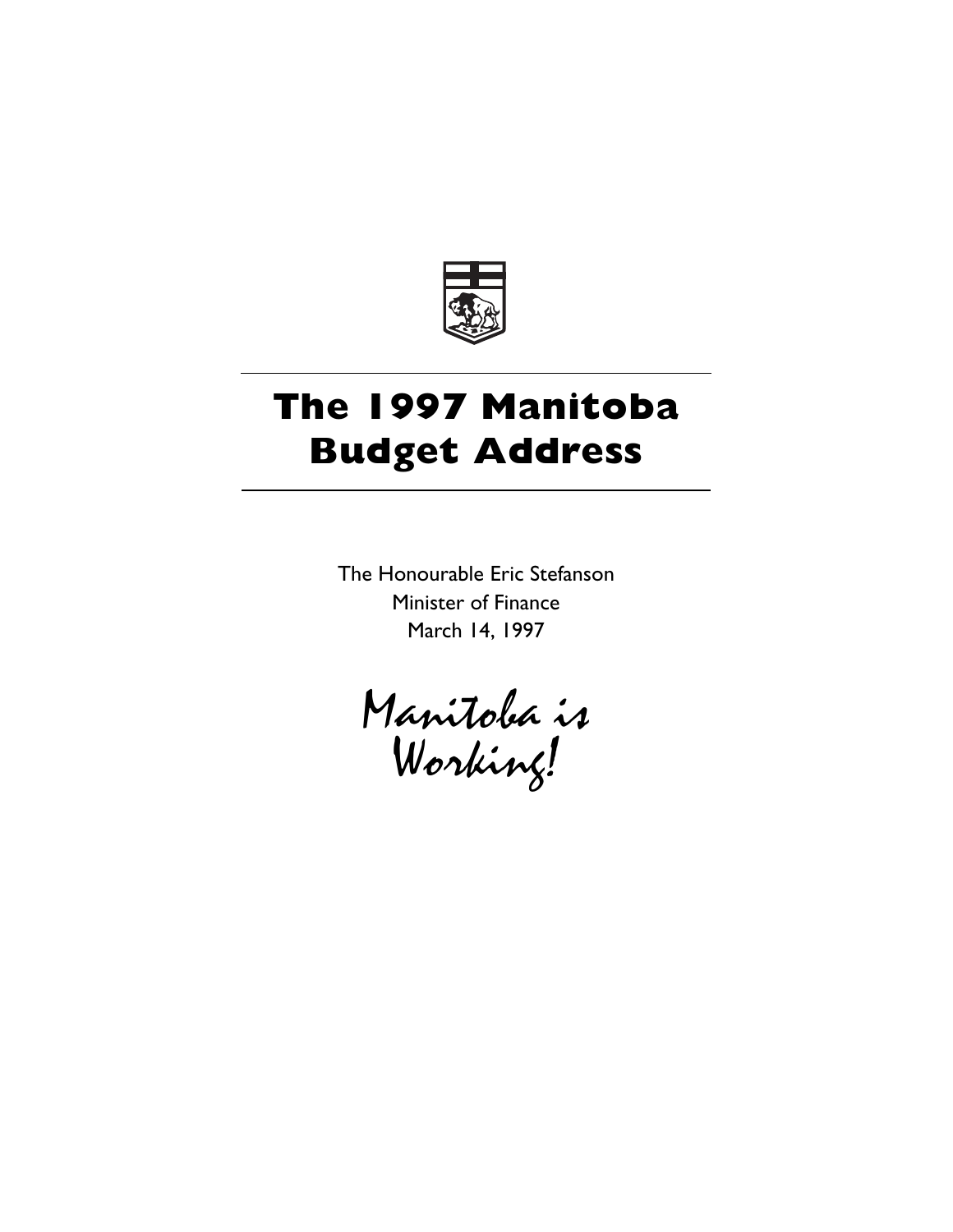# The 1997 Manitoba Budget Address

The Honourable Eric Stefanson
Minister of Finance
March 14, 1997

*Manitoba is Working!*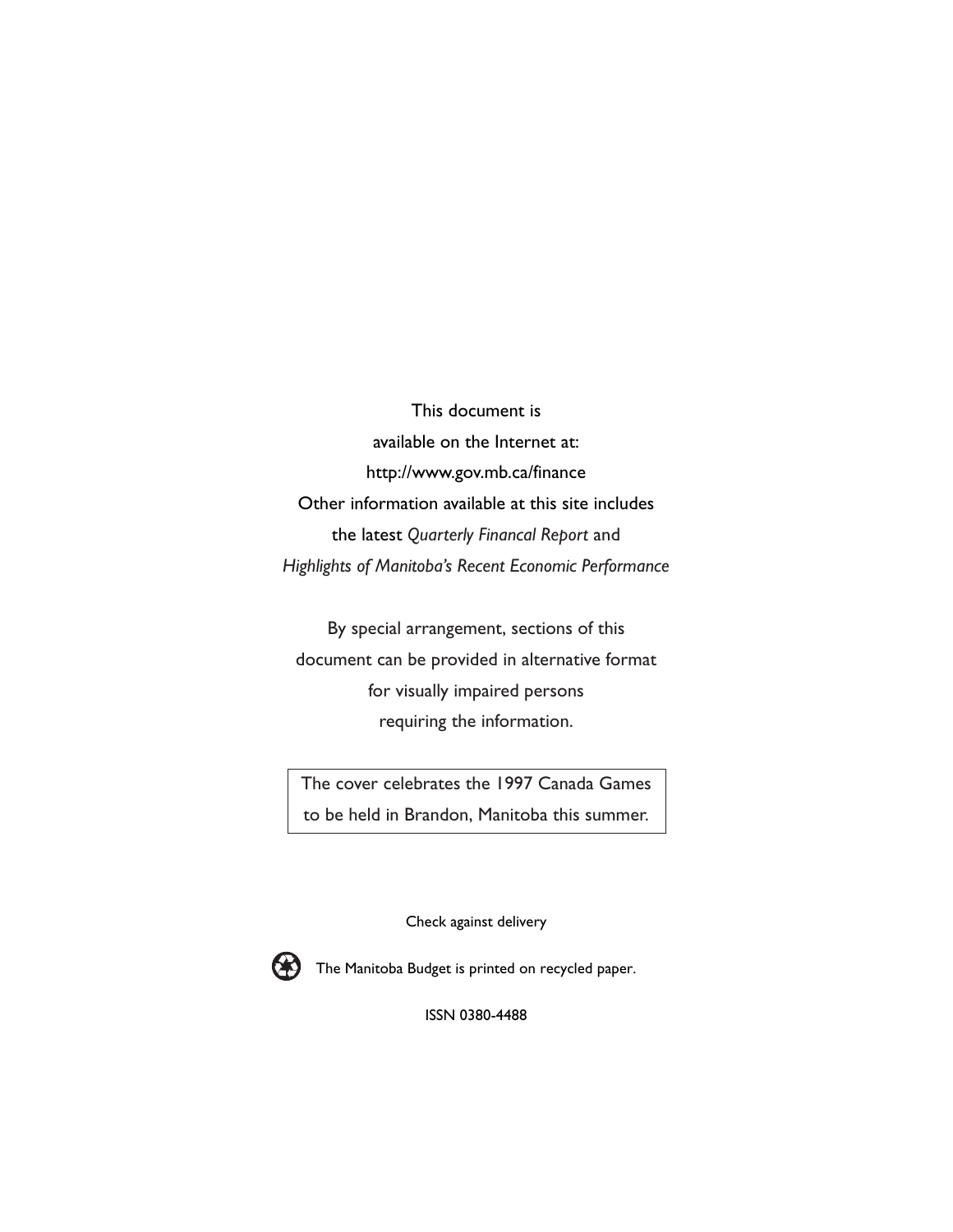This document is
available on the Internet at:
http://www.gov.mb.ca/finance
Other information available at this site includes
the latest *Quarterly Financal Report* and
*Highlights of Manitoba's Recent Economic Performance*

By special arrangement, sections of this
document can be provided in alternative format
for visually impaired persons
requiring the information.

The cover celebrates the 1997 Canada Games
to be held in Brandon, Manitoba this summer.

Check against delivery

The Manitoba Budget is printed on recycled paper.

ISSN 0380-4488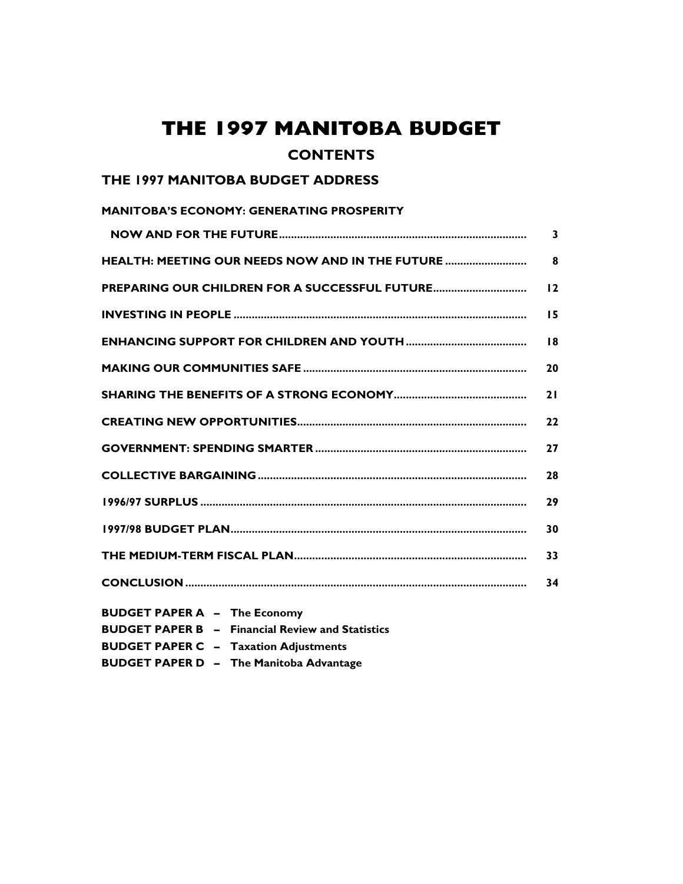# THE 1997 MANITOBA BUDGET

## CONTENTS

### THE 1997 MANITOBA BUDGET ADDRESS

| | |
|---|---|
| **MANITOBA'S ECONOMY: GENERATING PROSPERITY NOW AND FOR THE FUTURE** | **3** |
| **HEALTH: MEETING OUR NEEDS NOW AND IN THE FUTURE** | **8** |
| **PREPARING OUR CHILDREN FOR A SUCCESSFUL FUTURE** | **12** |
| **INVESTING IN PEOPLE** | **15** |
| **ENHANCING SUPPORT FOR CHILDREN AND YOUTH** | **18** |
| **MAKING OUR COMMUNITIES SAFE** | **20** |
| **SHARING THE BENEFITS OF A STRONG ECONOMY** | **21** |
| **CREATING NEW OPPORTUNITIES** | **22** |
| **GOVERNMENT: SPENDING SMARTER** | **27** |
| **COLLECTIVE BARGAINING** | **28** |
| **1996/97 SURPLUS** | **29** |
| **1997/98 BUDGET PLAN** | **30** |
| **THE MEDIUM-TERM FISCAL PLAN** | **33** |
| **CONCLUSION** | **34** |

**BUDGET PAPER A – The Economy**
**BUDGET PAPER B – Financial Review and Statistics**
**BUDGET PAPER C – Taxation Adjustments**
**BUDGET PAPER D – The Manitoba Advantage**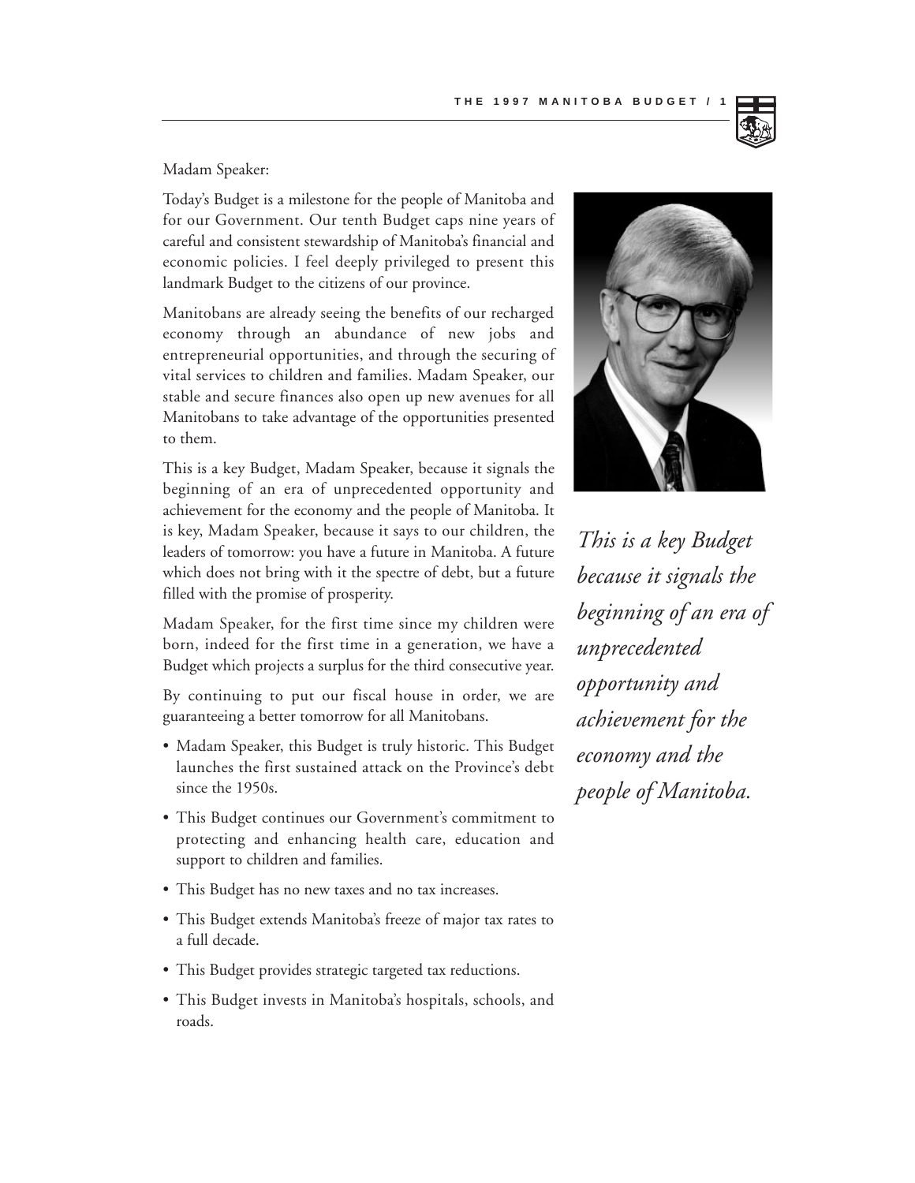Madam Speaker:

Today's Budget is a milestone for the people of Manitoba and for our Government. Our tenth Budget caps nine years of careful and consistent stewardship of Manitoba's financial and economic policies. I feel deeply privileged to present this landmark Budget to the citizens of our province.

Manitobans are already seeing the benefits of our recharged economy through an abundance of new jobs and entrepreneurial opportunities, and through the securing of vital services to children and families. Madam Speaker, our stable and secure finances also open up new avenues for all Manitobans to take advantage of the opportunities presented to them.

This is a key Budget, Madam Speaker, because it signals the beginning of an era of unprecedented opportunity and achievement for the economy and the people of Manitoba. It is key, Madam Speaker, because it says to our children, the leaders of tomorrow: you have a future in Manitoba. A future which does not bring with it the spectre of debt, but a future filled with the promise of prosperity.

*This is a key Budget because it signals the beginning of an era of unprecedented opportunity and achievement for the economy and the people of Manitoba.*

Madam Speaker, for the first time since my children were born, indeed for the first time in a generation, we have a Budget which projects a surplus for the third consecutive year.

By continuing to put our fiscal house in order, we are guaranteeing a better tomorrow for all Manitobans.

- Madam Speaker, this Budget is truly historic. This Budget launches the first sustained attack on the Province's debt since the 1950s.
- This Budget continues our Government's commitment to protecting and enhancing health care, education and support to children and families.
- This Budget has no new taxes and no tax increases.
- This Budget extends Manitoba's freeze of major tax rates to a full decade.
- This Budget provides strategic targeted tax reductions.
- This Budget invests in Manitoba's hospitals, schools, and roads.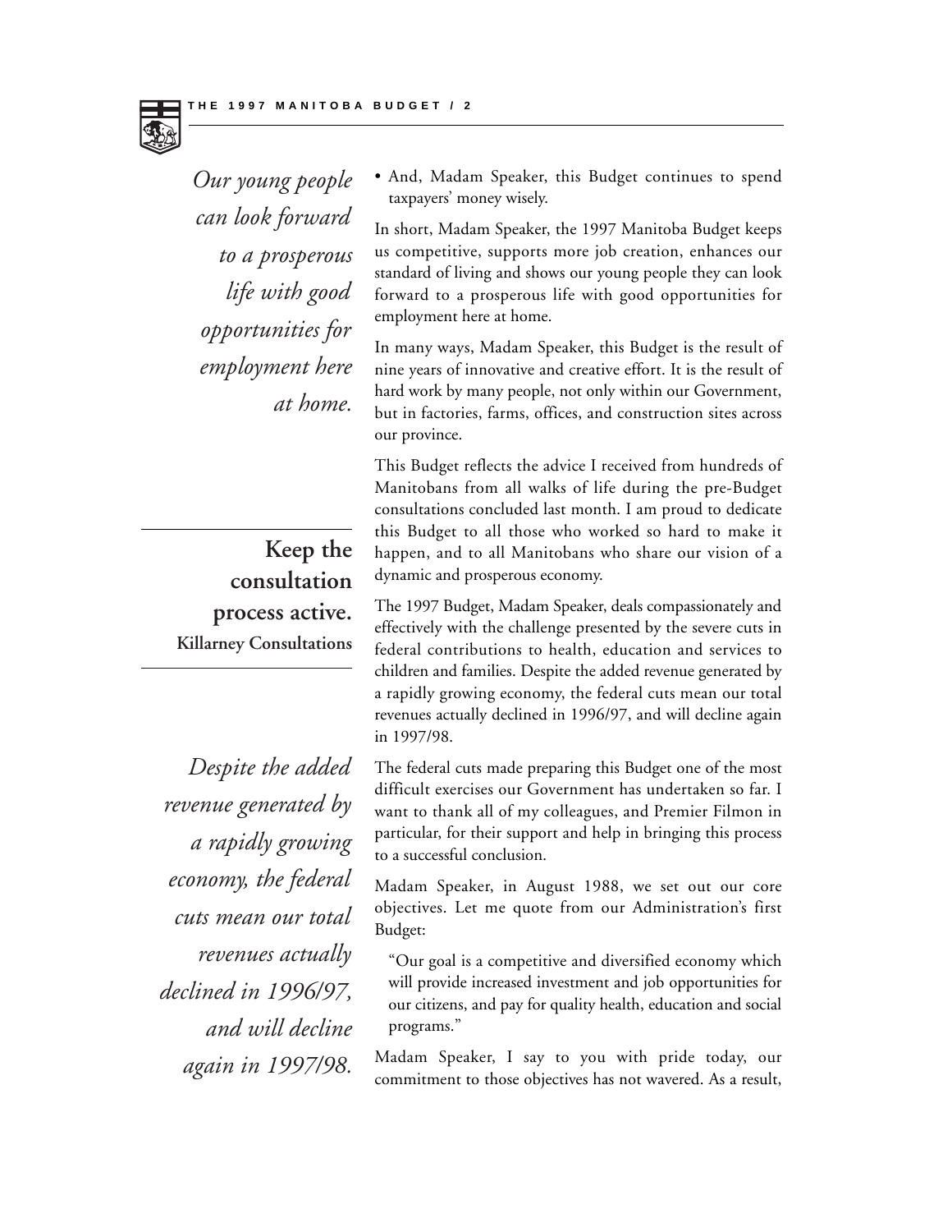*Our young people can look forward to a prosperous life with good opportunities for employment here at home.*

- And, Madam Speaker, this Budget continues to spend taxpayers' money wisely.

In short, Madam Speaker, the 1997 Manitoba Budget keeps us competitive, supports more job creation, enhances our standard of living and shows our young people they can look forward to a prosperous life with good opportunities for employment here at home.

In many ways, Madam Speaker, this Budget is the result of nine years of innovative and creative effort. It is the result of hard work by many people, not only within our Government, but in factories, farms, offices, and construction sites across our province.

This Budget reflects the advice I received from hundreds of Manitobans from all walks of life during the pre-Budget consultations concluded last month. I am proud to dedicate this Budget to all those who worked so hard to make it happen, and to all Manitobans who share our vision of a dynamic and prosperous economy.

**Keep the consultation process active.**
**Killarney Consultations**

The 1997 Budget, Madam Speaker, deals compassionately and effectively with the challenge presented by the severe cuts in federal contributions to health, education and services to children and families. Despite the added revenue generated by a rapidly growing economy, the federal cuts mean our total revenues actually declined in 1996/97, and will decline again in 1997/98.

*Despite the added revenue generated by a rapidly growing economy, the federal cuts mean our total revenues actually declined in 1996/97, and will decline again in 1997/98.*

The federal cuts made preparing this Budget one of the most difficult exercises our Government has undertaken so far. I want to thank all of my colleagues, and Premier Filmon in particular, for their support and help in bringing this process to a successful conclusion.

Madam Speaker, in August 1988, we set out our core objectives. Let me quote from our Administration's first Budget:

> "Our goal is a competitive and diversified economy which will provide increased investment and job opportunities for our citizens, and pay for quality health, education and social programs."

Madam Speaker, I say to you with pride today, our commitment to those objectives has not wavered. As a result,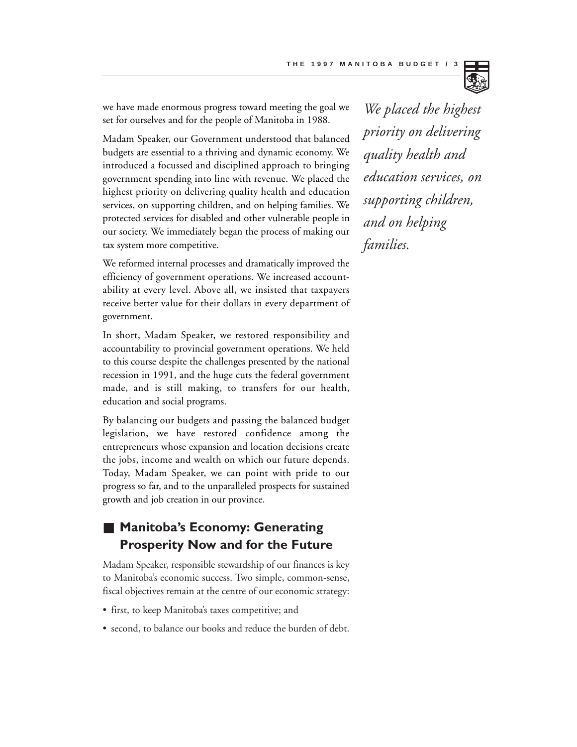we have made enormous progress toward meeting the goal we set for ourselves and for the people of Manitoba in 1988.

*We placed the highest priority on delivering quality health and education services, on supporting children, and on helping families.*

Madam Speaker, our Government understood that balanced budgets are essential to a thriving and dynamic economy. We introduced a focussed and disciplined approach to bringing government spending into line with revenue. We placed the highest priority on delivering quality health and education services, on supporting children, and on helping families. We protected services for disabled and other vulnerable people in our society. We immediately began the process of making our tax system more competitive.

We reformed internal processes and dramatically improved the efficiency of government operations. We increased accountability at every level. Above all, we insisted that taxpayers receive better value for their dollars in every department of government.

In short, Madam Speaker, we restored responsibility and accountability to provincial government operations. We held to this course despite the challenges presented by the national recession in 1991, and the huge cuts the federal government made, and is still making, to transfers for our health, education and social programs.

By balancing our budgets and passing the balanced budget legislation, we have restored confidence among the entrepreneurs whose expansion and location decisions create the jobs, income and wealth on which our future depends. Today, Madam Speaker, we can point with pride to our progress so far, and to the unparalleled prospects for sustained growth and job creation in our province.

## Manitoba's Economy: Generating Prosperity Now and for the Future

Madam Speaker, responsible stewardship of our finances is key to Manitoba's economic success. Two simple, common-sense, fiscal objectives remain at the centre of our economic strategy:

- first, to keep Manitoba's taxes competitive; and
- second, to balance our books and reduce the burden of debt.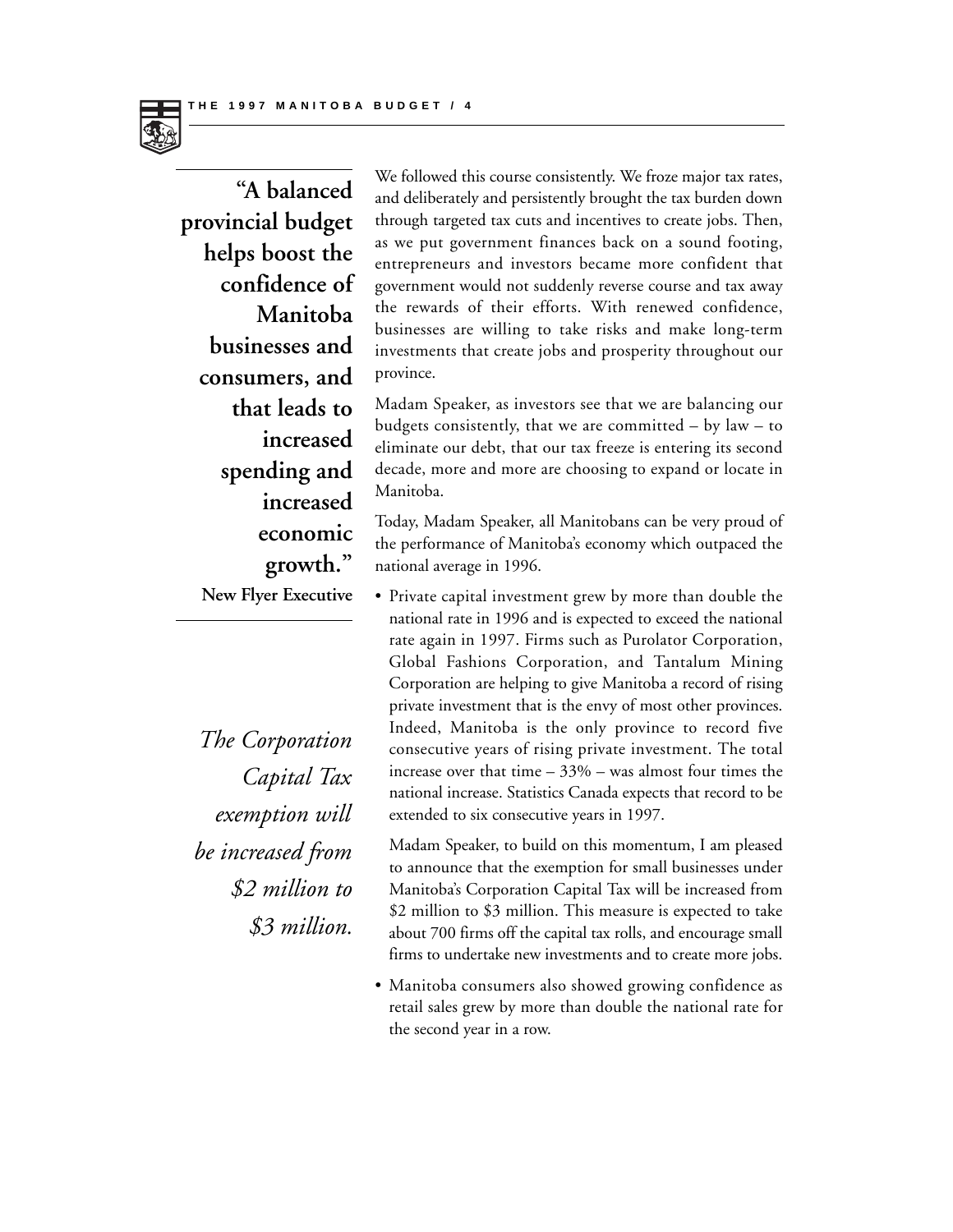**"A balanced provincial budget helps boost the confidence of Manitoba businesses and consumers, and that leads to increased spending and increased economic growth."**
**New Flyer Executive**

We followed this course consistently. We froze major tax rates, and deliberately and persistently brought the tax burden down through targeted tax cuts and incentives to create jobs. Then, as we put government finances back on a sound footing, entrepreneurs and investors became more confident that government would not suddenly reverse course and tax away the rewards of their efforts. With renewed confidence, businesses are willing to take risks and make long-term investments that create jobs and prosperity throughout our province.

Madam Speaker, as investors see that we are balancing our budgets consistently, that we are committed – by law – to eliminate our debt, that our tax freeze is entering its second decade, more and more are choosing to expand or locate in Manitoba.

Today, Madam Speaker, all Manitobans can be very proud of the performance of Manitoba's economy which outpaced the national average in 1996.

- Private capital investment grew by more than double the national rate in 1996 and is expected to exceed the national rate again in 1997. Firms such as Purolator Corporation, Global Fashions Corporation, and Tantalum Mining Corporation are helping to give Manitoba a record of rising private investment that is the envy of most other provinces. Indeed, Manitoba is the only province to record five consecutive years of rising private investment. The total increase over that time – 33% – was almost four times the national increase. Statistics Canada expects that record to be extended to six consecutive years in 1997.

  Madam Speaker, to build on this momentum, I am pleased to announce that the exemption for small businesses under Manitoba's Corporation Capital Tax will be increased from $2 million to $3 million. This measure is expected to take about 700 firms off the capital tax rolls, and encourage small firms to undertake new investments and to create more jobs.

*The Corporation Capital Tax exemption will be increased from $2 million to $3 million.*

- Manitoba consumers also showed growing confidence as retail sales grew by more than double the national rate for the second year in a row.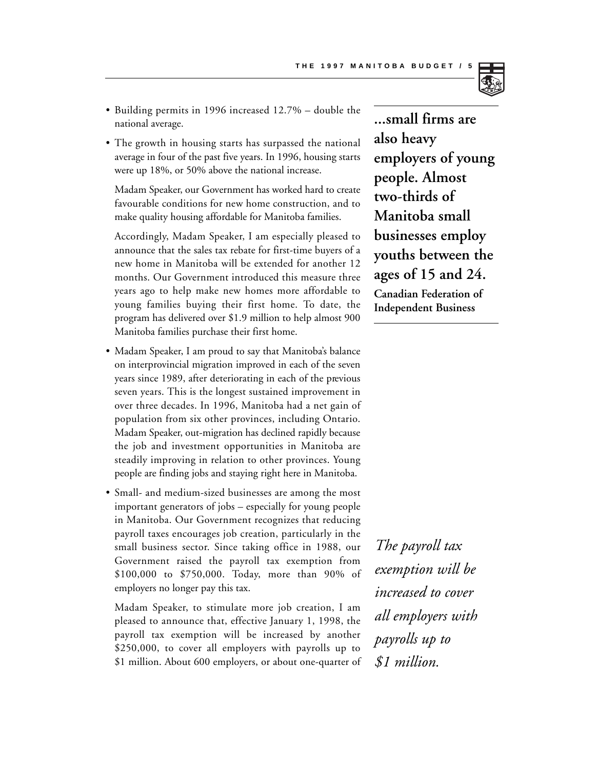- Building permits in 1996 increased 12.7% – double the national average.
- The growth in housing starts has surpassed the national average in four of the past five years. In 1996, housing starts were up 18%, or 50% above the national increase.

  Madam Speaker, our Government has worked hard to create favourable conditions for new home construction, and to make quality housing affordable for Manitoba families.

  Accordingly, Madam Speaker, I am especially pleased to announce that the sales tax rebate for first-time buyers of a new home in Manitoba will be extended for another 12 months. Our Government introduced this measure three years ago to help make new homes more affordable to young families buying their first home. To date, the program has delivered over $1.9 million to help almost 900 Manitoba families purchase their first home.

- Madam Speaker, I am proud to say that Manitoba's balance on interprovincial migration improved in each of the seven years since 1989, after deteriorating in each of the previous seven years. This is the longest sustained improvement in over three decades. In 1996, Manitoba had a net gain of population from six other provinces, including Ontario. Madam Speaker, out-migration has declined rapidly because the job and investment opportunities in Manitoba are steadily improving in relation to other provinces. Young people are finding jobs and staying right here in Manitoba.
- Small- and medium-sized businesses are among the most important generators of jobs – especially for young people in Manitoba. Our Government recognizes that reducing payroll taxes encourages job creation, particularly in the small business sector. Since taking office in 1988, our Government raised the payroll tax exemption from $100,000 to $750,000. Today, more than 90% of employers no longer pay this tax.

  Madam Speaker, to stimulate more job creation, I am pleased to announce that, effective January 1, 1998, the payroll tax exemption will be increased by another $250,000, to cover all employers with payrolls up to $1 million. About 600 employers, or about one-quarter of

**...small firms are also heavy employers of young people. Almost two-thirds of Manitoba small businesses employ youths between the ages of 15 and 24.**
**Canadian Federation of Independent Business**

*The payroll tax exemption will be increased to cover all employers with payrolls up to $1 million.*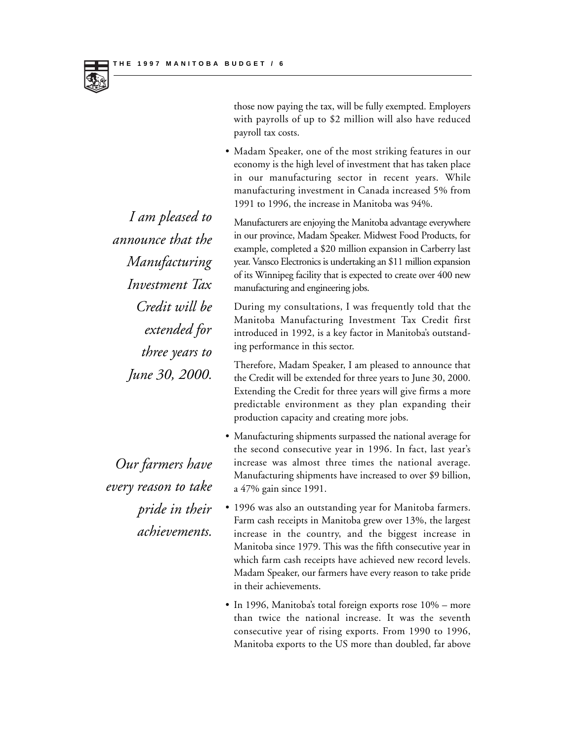those now paying the tax, will be fully exempted. Employers with payrolls of up to $2 million will also have reduced payroll tax costs.

- Madam Speaker, one of the most striking features in our economy is the high level of investment that has taken place in our manufacturing sector in recent years. While manufacturing investment in Canada increased 5% from 1991 to 1996, the increase in Manitoba was 94%.

  Manufacturers are enjoying the Manitoba advantage everywhere in our province, Madam Speaker. Midwest Food Products, for example, completed a $20 million expansion in Carberry last year. Vansco Electronics is undertaking an $11 million expansion of its Winnipeg facility that is expected to create over 400 new manufacturing and engineering jobs.

  During my consultations, I was frequently told that the Manitoba Manufacturing Investment Tax Credit first introduced in 1992, is a key factor in Manitoba's outstanding performance in this sector.

  *I am pleased to announce that the Manufacturing Investment Tax Credit will be extended for three years to June 30, 2000.*

  Therefore, Madam Speaker, I am pleased to announce that the Credit will be extended for three years to June 30, 2000. Extending the Credit for three years will give firms a more predictable environment as they plan expanding their production capacity and creating more jobs.

- Manufacturing shipments surpassed the national average for the second consecutive year in 1996. In fact, last year's increase was almost three times the national average. Manufacturing shipments have increased to over $9 billion, a 47% gain since 1991.

*Our farmers have every reason to take pride in their achievements.*

- 1996 was also an outstanding year for Manitoba farmers. Farm cash receipts in Manitoba grew over 13%, the largest increase in the country, and the biggest increase in Manitoba since 1979. This was the fifth consecutive year in which farm cash receipts have achieved new record levels. Madam Speaker, our farmers have every reason to take pride in their achievements.

- In 1996, Manitoba's total foreign exports rose 10% – more than twice the national increase. It was the seventh consecutive year of rising exports. From 1990 to 1996, Manitoba exports to the US more than doubled, far above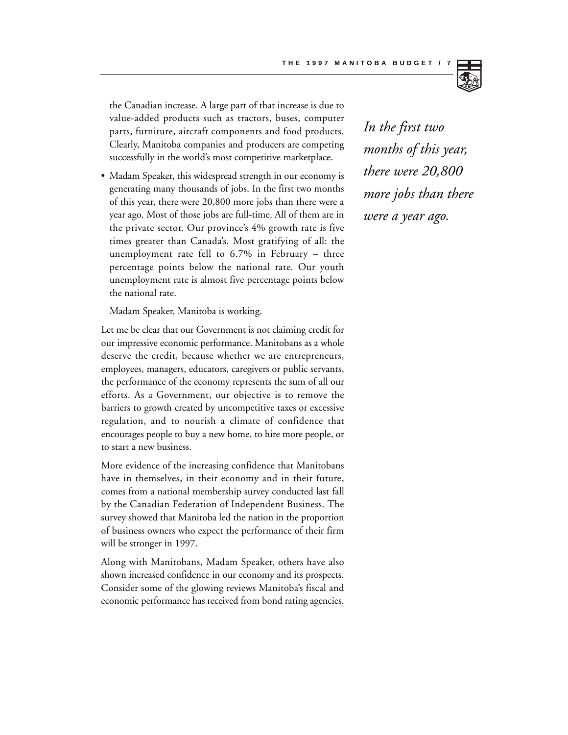the Canadian increase. A large part of that increase is due to value-added products such as tractors, buses, computer parts, furniture, aircraft components and food products. Clearly, Manitoba companies and producers are competing successfully in the world's most competitive marketplace.

- Madam Speaker, this widespread strength in our economy is generating many thousands of jobs. In the first two months of this year, there were 20,800 more jobs than there were a year ago. Most of those jobs are full-time. All of them are in the private sector. Our province's 4% growth rate is five times greater than Canada's. Most gratifying of all: the unemployment rate fell to 6.7% in February – three percentage points below the national rate. Our youth unemployment rate is almost five percentage points below the national rate.

*In the first two months of this year, there were 20,800 more jobs than there were a year ago.*

Madam Speaker, Manitoba is working.

Let me be clear that our Government is not claiming credit for our impressive economic performance. Manitobans as a whole deserve the credit, because whether we are entrepreneurs, employees, managers, educators, caregivers or public servants, the performance of the economy represents the sum of all our efforts. As a Government, our objective is to remove the barriers to growth created by uncompetitive taxes or excessive regulation, and to nourish a climate of confidence that encourages people to buy a new home, to hire more people, or to start a new business.

More evidence of the increasing confidence that Manitobans have in themselves, in their economy and in their future, comes from a national membership survey conducted last fall by the Canadian Federation of Independent Business. The survey showed that Manitoba led the nation in the proportion of business owners who expect the performance of their firm will be stronger in 1997.

Along with Manitobans, Madam Speaker, others have also shown increased confidence in our economy and its prospects. Consider some of the glowing reviews Manitoba's fiscal and economic performance has received from bond rating agencies.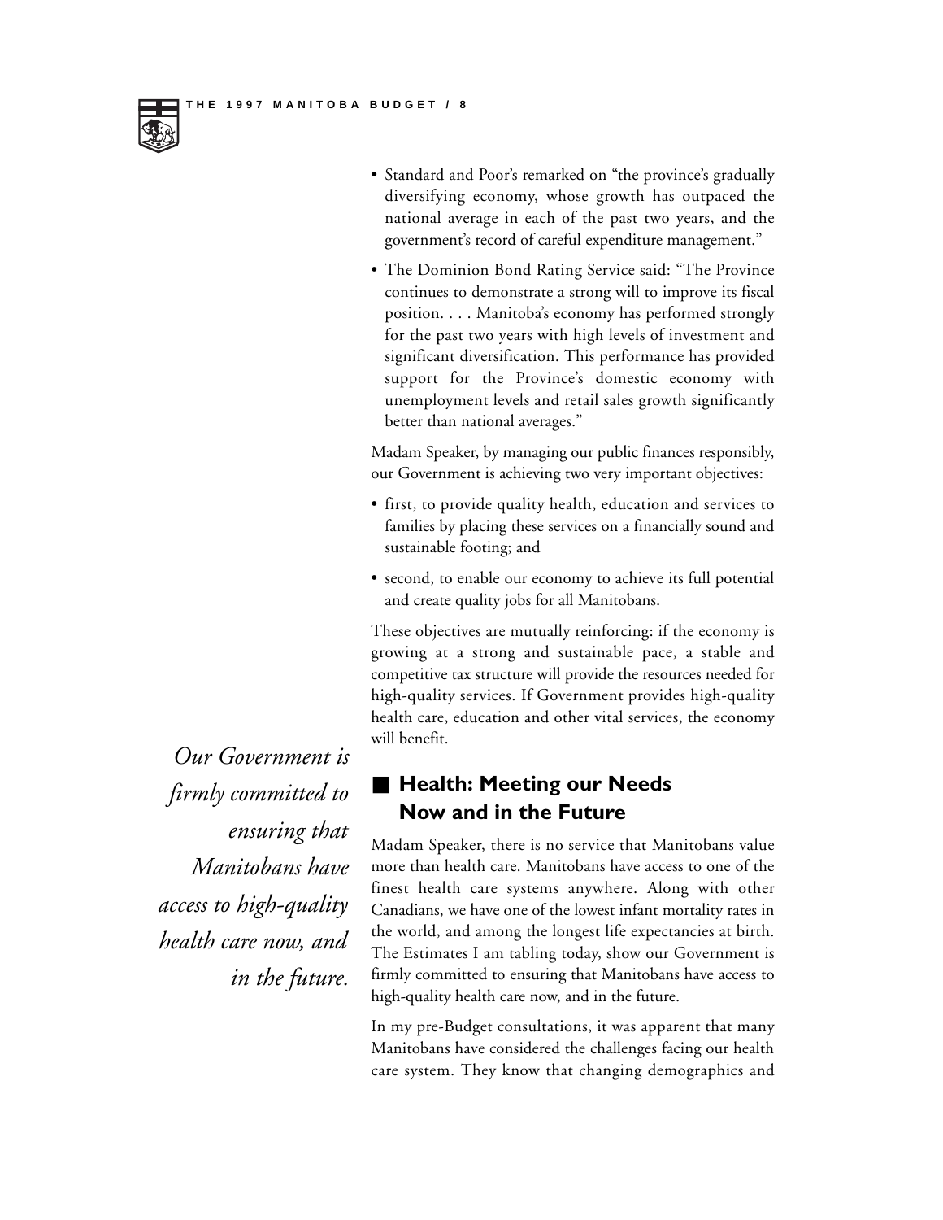- Standard and Poor's remarked on "the province's gradually diversifying economy, whose growth has outpaced the national average in each of the past two years, and the government's record of careful expenditure management."
- The Dominion Bond Rating Service said: "The Province continues to demonstrate a strong will to improve its fiscal position. . . . Manitoba's economy has performed strongly for the past two years with high levels of investment and significant diversification. This performance has provided support for the Province's domestic economy with unemployment levels and retail sales growth significantly better than national averages."

Madam Speaker, by managing our public finances responsibly, our Government is achieving two very important objectives:

- first, to provide quality health, education and services to families by placing these services on a financially sound and sustainable footing; and
- second, to enable our economy to achieve its full potential and create quality jobs for all Manitobans.

These objectives are mutually reinforcing: if the economy is growing at a strong and sustainable pace, a stable and competitive tax structure will provide the resources needed for high-quality services. If Government provides high-quality health care, education and other vital services, the economy will benefit.

*Our Government is firmly committed to ensuring that Manitobans have access to high-quality health care now, and in the future.*

## Health: Meeting our Needs Now and in the Future

Madam Speaker, there is no service that Manitobans value more than health care. Manitobans have access to one of the finest health care systems anywhere. Along with other Canadians, we have one of the lowest infant mortality rates in the world, and among the longest life expectancies at birth. The Estimates I am tabling today, show our Government is firmly committed to ensuring that Manitobans have access to high-quality health care now, and in the future.

In my pre-Budget consultations, it was apparent that many Manitobans have considered the challenges facing our health care system. They know that changing demographics and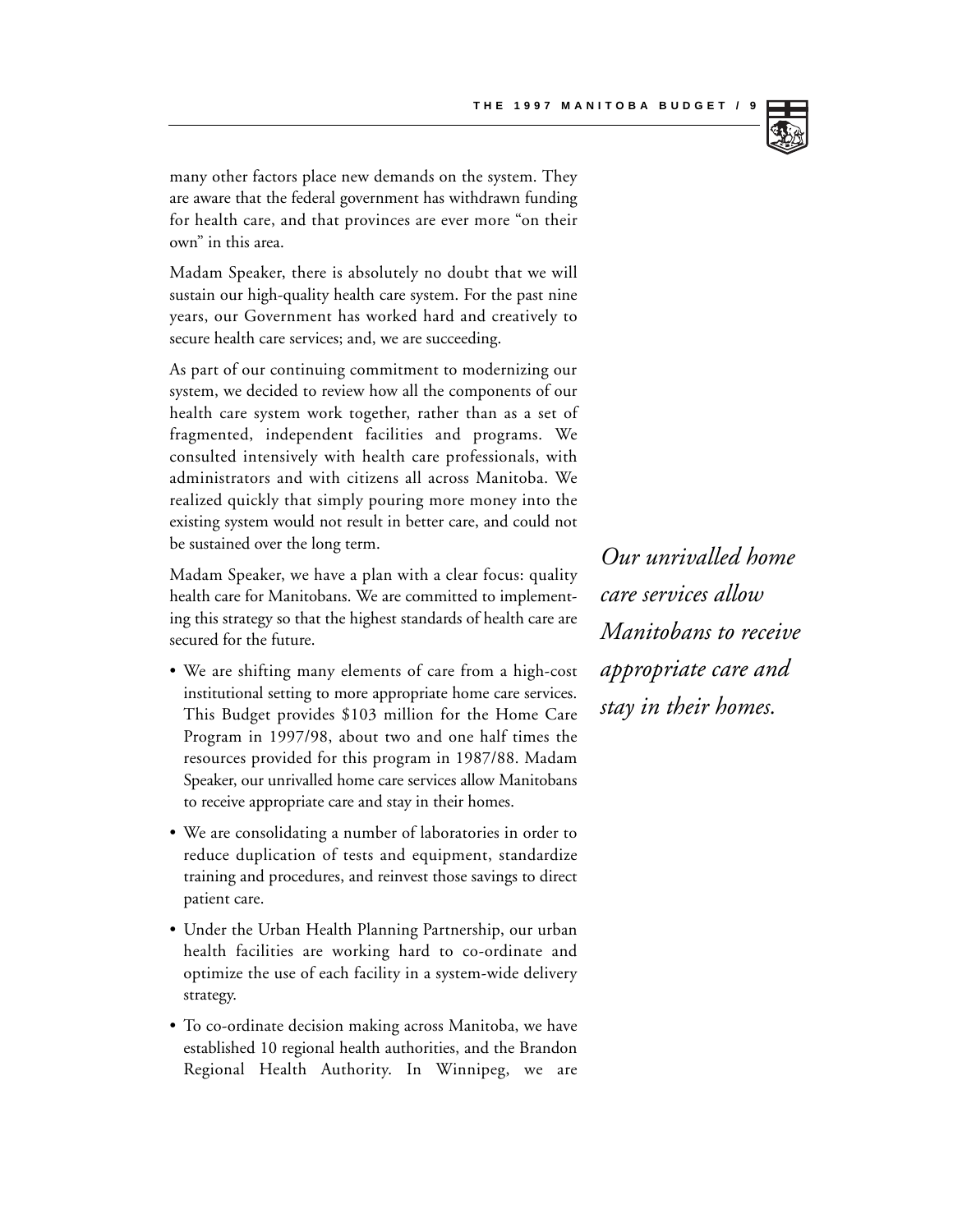many other factors place new demands on the system. They are aware that the federal government has withdrawn funding for health care, and that provinces are ever more "on their own" in this area.

Madam Speaker, there is absolutely no doubt that we will sustain our high-quality health care system. For the past nine years, our Government has worked hard and creatively to secure health care services; and, we are succeeding.

As part of our continuing commitment to modernizing our system, we decided to review how all the components of our health care system work together, rather than as a set of fragmented, independent facilities and programs. We consulted intensively with health care professionals, with administrators and with citizens all across Manitoba. We realized quickly that simply pouring more money into the existing system would not result in better care, and could not be sustained over the long term.

*Our unrivalled home care services allow Manitobans to receive appropriate care and stay in their homes.*

Madam Speaker, we have a plan with a clear focus: quality health care for Manitobans. We are committed to implementing this strategy so that the highest standards of health care are secured for the future.

- We are shifting many elements of care from a high-cost institutional setting to more appropriate home care services. This Budget provides $103 million for the Home Care Program in 1997/98, about two and one half times the resources provided for this program in 1987/88. Madam Speaker, our unrivalled home care services allow Manitobans to receive appropriate care and stay in their homes.
- We are consolidating a number of laboratories in order to reduce duplication of tests and equipment, standardize training and procedures, and reinvest those savings to direct patient care.
- Under the Urban Health Planning Partnership, our urban health facilities are working hard to co-ordinate and optimize the use of each facility in a system-wide delivery strategy.
- To co-ordinate decision making across Manitoba, we have established 10 regional health authorities, and the Brandon Regional Health Authority. In Winnipeg, we are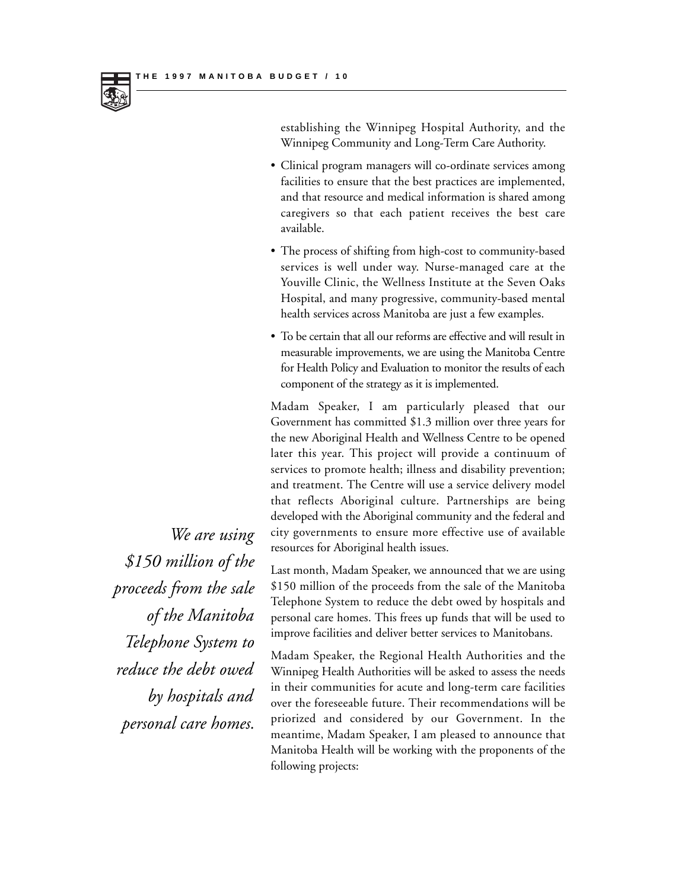establishing the Winnipeg Hospital Authority, and the Winnipeg Community and Long-Term Care Authority.

- Clinical program managers will co-ordinate services among facilities to ensure that the best practices are implemented, and that resource and medical information is shared among caregivers so that each patient receives the best care available.
- The process of shifting from high-cost to community-based services is well under way. Nurse-managed care at the Youville Clinic, the Wellness Institute at the Seven Oaks Hospital, and many progressive, community-based mental health services across Manitoba are just a few examples.
- To be certain that all our reforms are effective and will result in measurable improvements, we are using the Manitoba Centre for Health Policy and Evaluation to monitor the results of each component of the strategy as it is implemented.

Madam Speaker, I am particularly pleased that our Government has committed $1.3 million over three years for the new Aboriginal Health and Wellness Centre to be opened later this year. This project will provide a continuum of services to promote health; illness and disability prevention; and treatment. The Centre will use a service delivery model that reflects Aboriginal culture. Partnerships are being developed with the Aboriginal community and the federal and city governments to ensure more effective use of available resources for Aboriginal health issues.

*We are using $150 million of the proceeds from the sale of the Manitoba Telephone System to reduce the debt owed by hospitals and personal care homes.*

Last month, Madam Speaker, we announced that we are using $150 million of the proceeds from the sale of the Manitoba Telephone System to reduce the debt owed by hospitals and personal care homes. This frees up funds that will be used to improve facilities and deliver better services to Manitobans.

Madam Speaker, the Regional Health Authorities and the Winnipeg Health Authorities will be asked to assess the needs in their communities for acute and long-term care facilities over the foreseeable future. Their recommendations will be priorized and considered by our Government. In the meantime, Madam Speaker, I am pleased to announce that Manitoba Health will be working with the proponents of the following projects: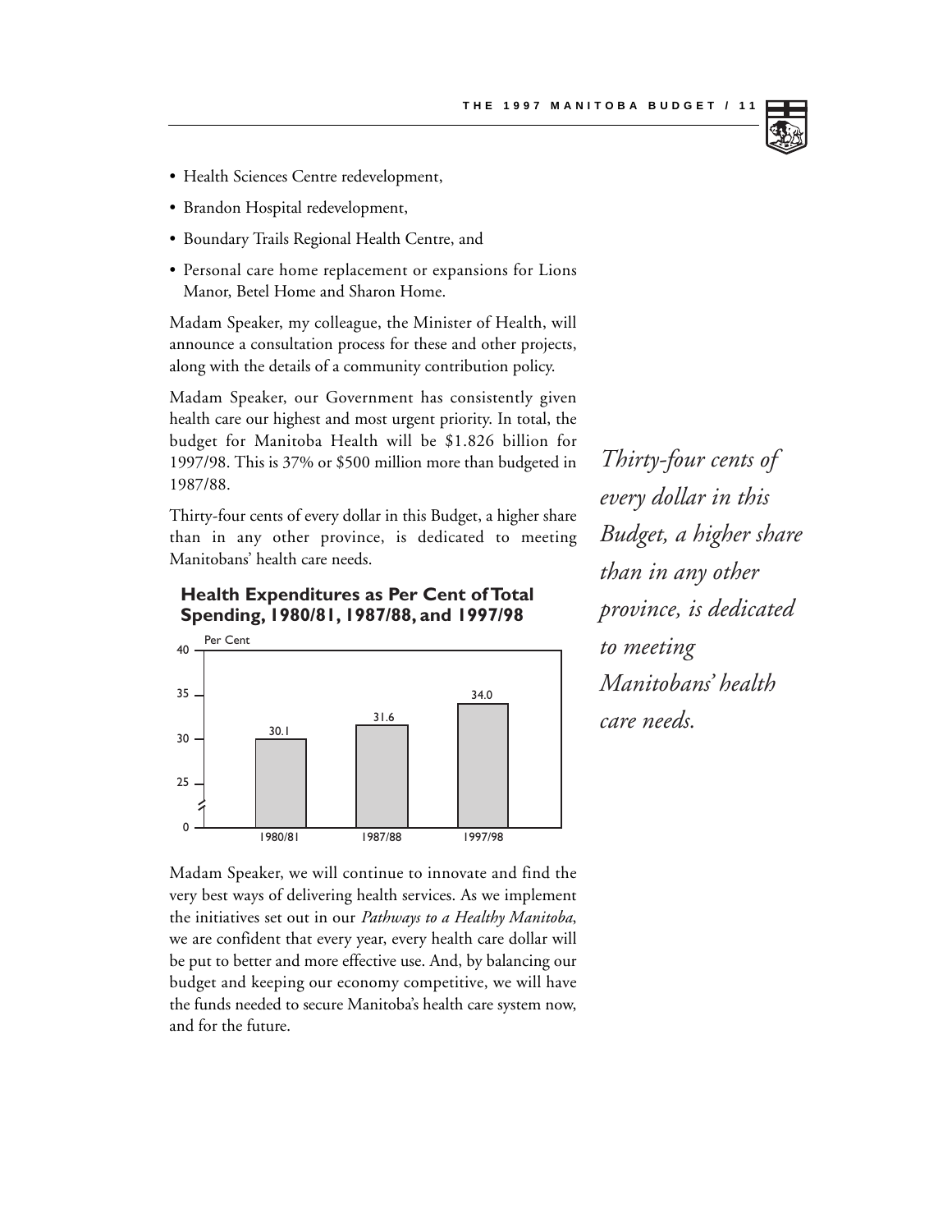- Health Sciences Centre redevelopment,
- Brandon Hospital redevelopment,
- Boundary Trails Regional Health Centre, and
- Personal care home replacement or expansions for Lions Manor, Betel Home and Sharon Home.

Madam Speaker, my colleague, the Minister of Health, will announce a consultation process for these and other projects, along with the details of a community contribution policy.

Madam Speaker, our Government has consistently given health care our highest and most urgent priority. In total, the budget for Manitoba Health will be $1.826 billion for 1997/98. This is 37% or $500 million more than budgeted in 1987/88.

Thirty-four cents of every dollar in this Budget, a higher share than in any other province, is dedicated to meeting Manitobans' health care needs.

*Thirty-four cents of every dollar in this Budget, a higher share than in any other province, is dedicated to meeting Manitobans' health care needs.*

**Health Expenditures as Per Cent of Total Spending, 1980/81, 1987/88, and 1997/98**

| Year | Per Cent |
|---|---|
| 1980/81 | 30.1 |
| 1987/88 | 31.6 |
| 1997/98 | 34.0 |

Madam Speaker, we will continue to innovate and find the very best ways of delivering health services. As we implement the initiatives set out in our *Pathways to a Healthy Manitoba*, we are confident that every year, every health care dollar will be put to better and more effective use. And, by balancing our budget and keeping our economy competitive, we will have the funds needed to secure Manitoba's health care system now, and for the future.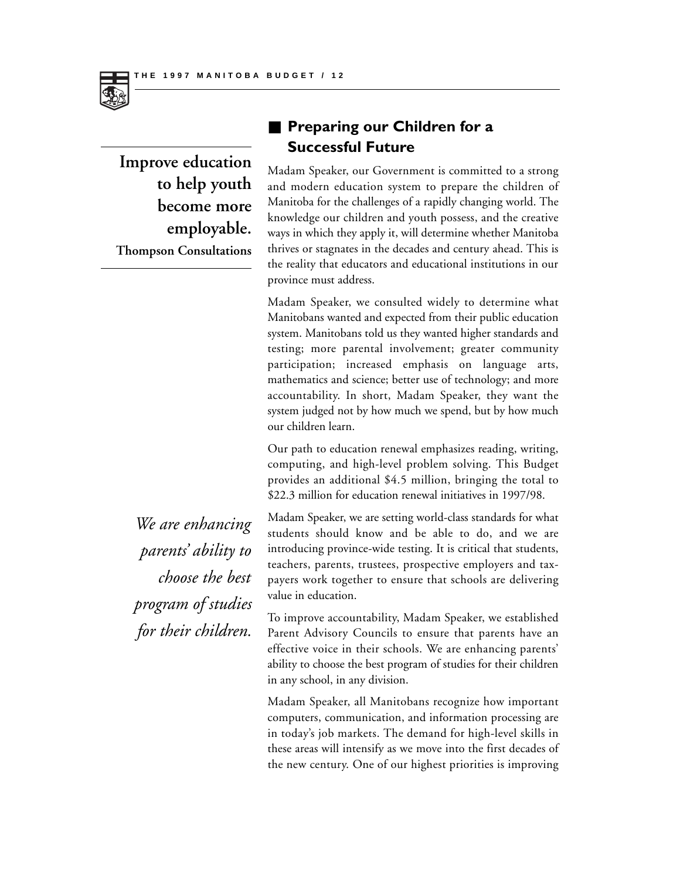## Preparing our Children for a Successful Future

**Improve education to help youth become more employable.**
**Thompson Consultations**

Madam Speaker, our Government is committed to a strong and modern education system to prepare the children of Manitoba for the challenges of a rapidly changing world. The knowledge our children and youth possess, and the creative ways in which they apply it, will determine whether Manitoba thrives or stagnates in the decades and century ahead. This is the reality that educators and educational institutions in our province must address.

Madam Speaker, we consulted widely to determine what Manitobans wanted and expected from their public education system. Manitobans told us they wanted higher standards and testing; more parental involvement; greater community participation; increased emphasis on language arts, mathematics and science; better use of technology; and more accountability. In short, Madam Speaker, they want the system judged not by how much we spend, but by how much our children learn.

Our path to education renewal emphasizes reading, writing, computing, and high-level problem solving. This Budget provides an additional $4.5 million, bringing the total to $22.3 million for education renewal initiatives in 1997/98.

*We are enhancing parents' ability to choose the best program of studies for their children.*

Madam Speaker, we are setting world-class standards for what students should know and be able to do, and we are introducing province-wide testing. It is critical that students, teachers, parents, trustees, prospective employers and tax-payers work together to ensure that schools are delivering value in education.

To improve accountability, Madam Speaker, we established Parent Advisory Councils to ensure that parents have an effective voice in their schools. We are enhancing parents' ability to choose the best program of studies for their children in any school, in any division.

Madam Speaker, all Manitobans recognize how important computers, communication, and information processing are in today's job markets. The demand for high-level skills in these areas will intensify as we move into the first decades of the new century. One of our highest priorities is improving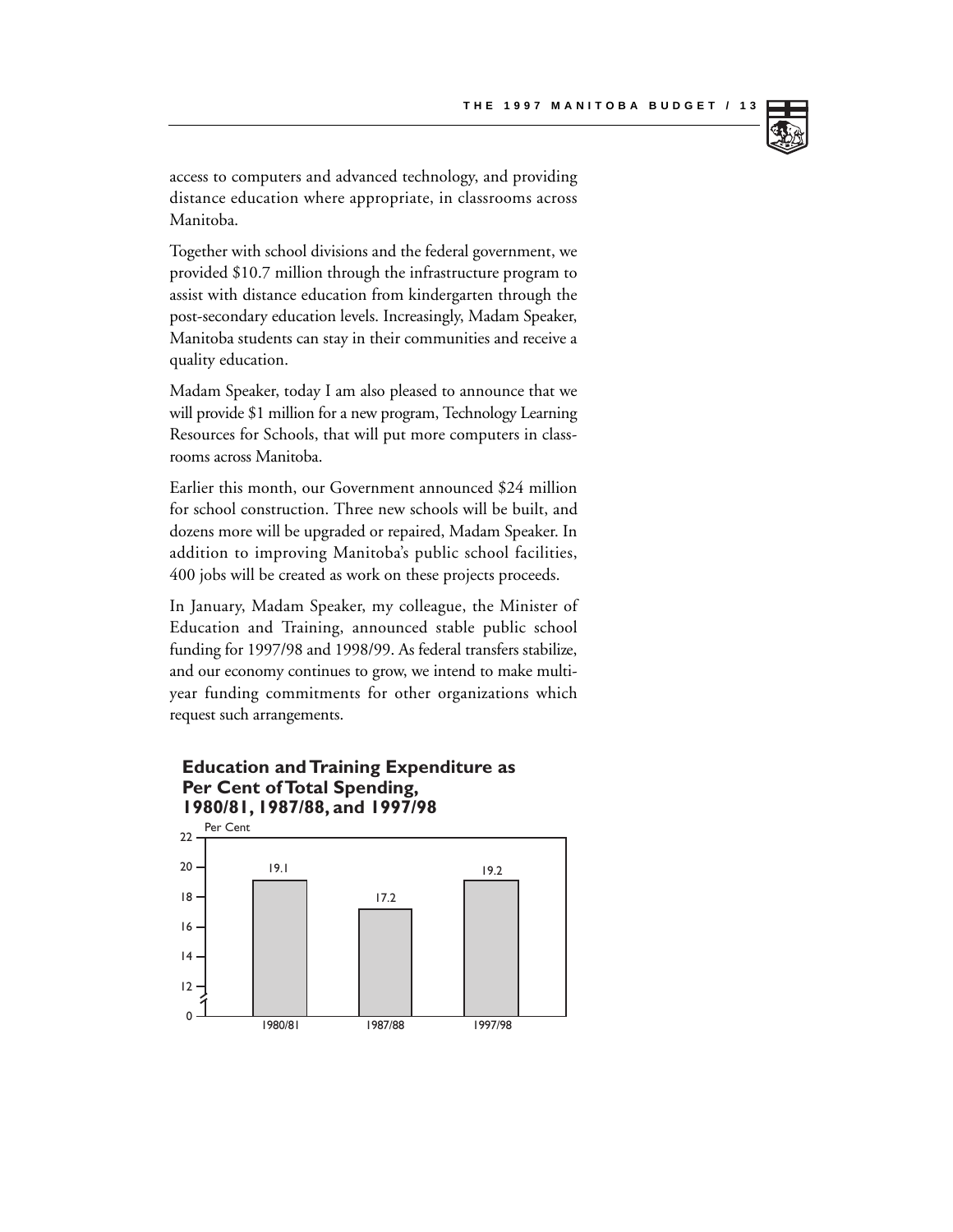access to computers and advanced technology, and providing distance education where appropriate, in classrooms across Manitoba.

Together with school divisions and the federal government, we provided $10.7 million through the infrastructure program to assist with distance education from kindergarten through the post-secondary education levels. Increasingly, Madam Speaker, Manitoba students can stay in their communities and receive a quality education.

Madam Speaker, today I am also pleased to announce that we will provide $1 million for a new program, Technology Learning Resources for Schools, that will put more computers in classrooms across Manitoba.

Earlier this month, our Government announced $24 million for school construction. Three new schools will be built, and dozens more will be upgraded or repaired, Madam Speaker. In addition to improving Manitoba's public school facilities, 400 jobs will be created as work on these projects proceeds.

In January, Madam Speaker, my colleague, the Minister of Education and Training, announced stable public school funding for 1997/98 and 1998/99. As federal transfers stabilize, and our economy continues to grow, we intend to make multi-year funding commitments for other organizations which request such arrangements.

**Education and Training Expenditure as Per Cent of Total Spending, 1980/81, 1987/88, and 1997/98**

| Year | Per Cent |
|---|---|
| 1980/81 | 19.1 |
| 1987/88 | 17.2 |
| 1997/98 | 19.2 |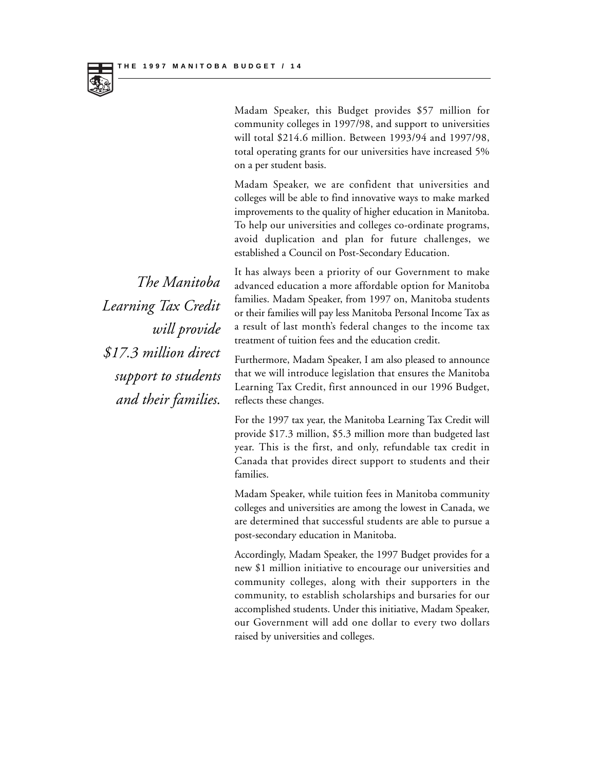Madam Speaker, this Budget provides $57 million for community colleges in 1997/98, and support to universities will total $214.6 million. Between 1993/94 and 1997/98, total operating grants for our universities have increased 5% on a per student basis.

Madam Speaker, we are confident that universities and colleges will be able to find innovative ways to make marked improvements to the quality of higher education in Manitoba. To help our universities and colleges co-ordinate programs, avoid duplication and plan for future challenges, we established a Council on Post-Secondary Education.

*The Manitoba Learning Tax Credit will provide $17.3 million direct support to students and their families.*

It has always been a priority of our Government to make advanced education a more affordable option for Manitoba families. Madam Speaker, from 1997 on, Manitoba students or their families will pay less Manitoba Personal Income Tax as a result of last month's federal changes to the income tax treatment of tuition fees and the education credit.

Furthermore, Madam Speaker, I am also pleased to announce that we will introduce legislation that ensures the Manitoba Learning Tax Credit, first announced in our 1996 Budget, reflects these changes.

For the 1997 tax year, the Manitoba Learning Tax Credit will provide $17.3 million, $5.3 million more than budgeted last year. This is the first, and only, refundable tax credit in Canada that provides direct support to students and their families.

Madam Speaker, while tuition fees in Manitoba community colleges and universities are among the lowest in Canada, we are determined that successful students are able to pursue a post-secondary education in Manitoba.

Accordingly, Madam Speaker, the 1997 Budget provides for a new $1 million initiative to encourage our universities and community colleges, along with their supporters in the community, to establish scholarships and bursaries for our accomplished students. Under this initiative, Madam Speaker, our Government will add one dollar to every two dollars raised by universities and colleges.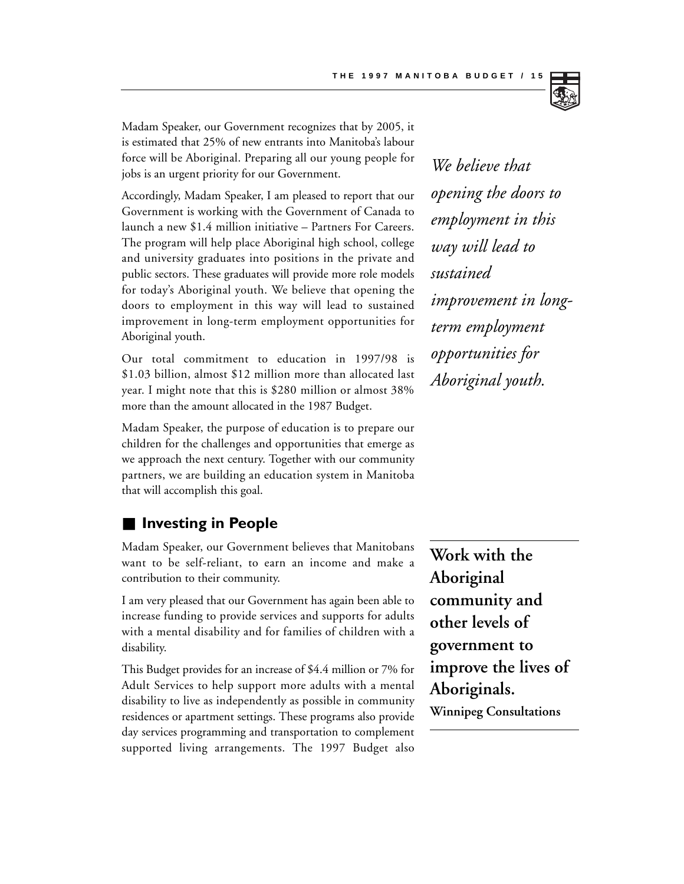Madam Speaker, our Government recognizes that by 2005, it is estimated that 25% of new entrants into Manitoba's labour force will be Aboriginal. Preparing all our young people for jobs is an urgent priority for our Government.

Accordingly, Madam Speaker, I am pleased to report that our Government is working with the Government of Canada to launch a new $1.4 million initiative – Partners For Careers. The program will help place Aboriginal high school, college and university graduates into positions in the private and public sectors. These graduates will provide more role models for today's Aboriginal youth. We believe that opening the doors to employment in this way will lead to sustained improvement in long-term employment opportunities for Aboriginal youth.

*We believe that opening the doors to employment in this way will lead to sustained improvement in long-term employment opportunities for Aboriginal youth.*

Our total commitment to education in 1997/98 is $1.03 billion, almost $12 million more than allocated last year. I might note that this is $280 million or almost 38% more than the amount allocated in the 1987 Budget.

Madam Speaker, the purpose of education is to prepare our children for the challenges and opportunities that emerge as we approach the next century. Together with our community partners, we are building an education system in Manitoba that will accomplish this goal.

## Investing in People

Madam Speaker, our Government believes that Manitobans want to be self-reliant, to earn an income and make a contribution to their community.

**Work with the Aboriginal community and other levels of government to improve the lives of Aboriginals.**
**Winnipeg Consultations**

I am very pleased that our Government has again been able to increase funding to provide services and supports for adults with a mental disability and for families of children with a disability.

This Budget provides for an increase of $4.4 million or 7% for Adult Services to help support more adults with a mental disability to live as independently as possible in community residences or apartment settings. These programs also provide day services programming and transportation to complement supported living arrangements. The 1997 Budget also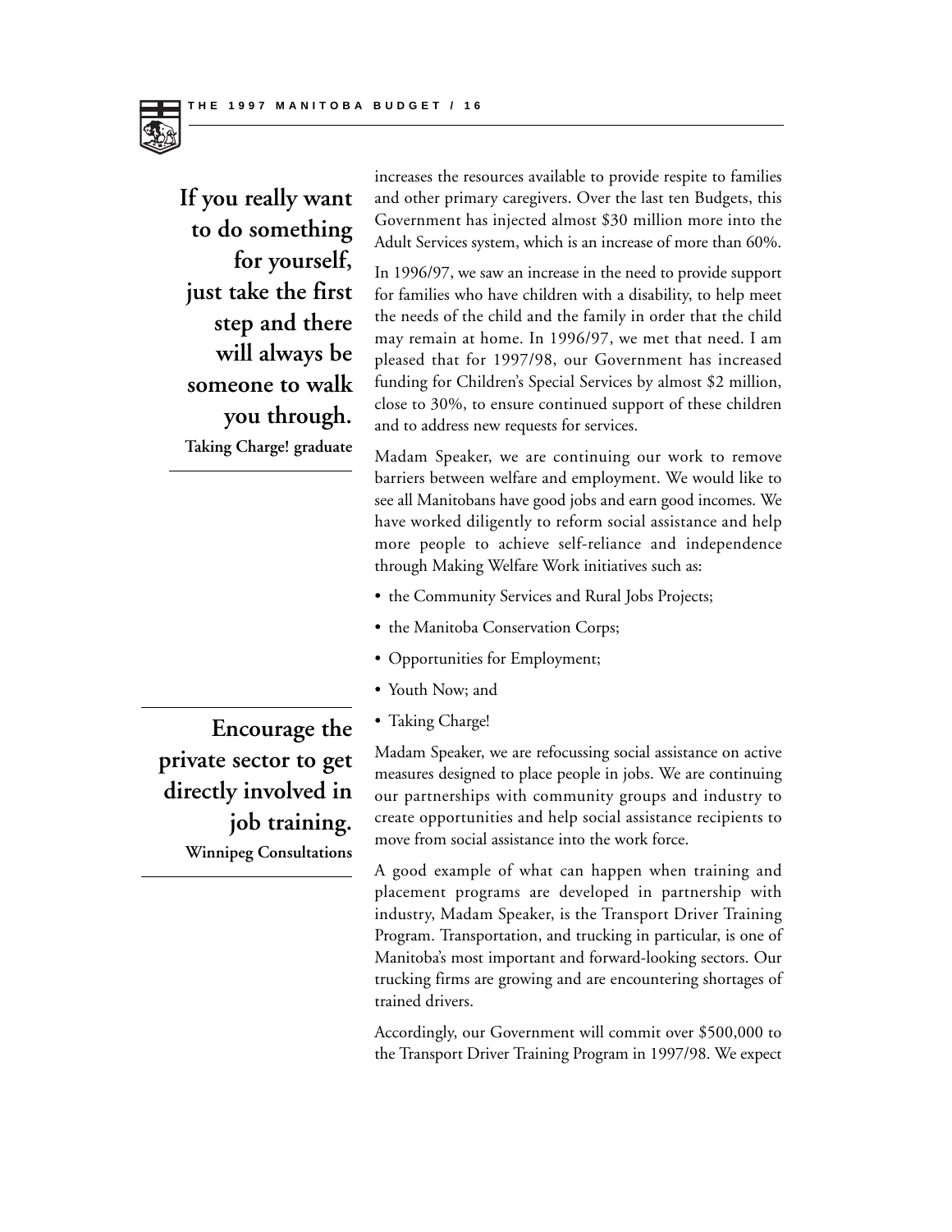**If you really want to do something for yourself, just take the first step and there will always be someone to walk you through.**
**Taking Charge! graduate**

increases the resources available to provide respite to families and other primary caregivers. Over the last ten Budgets, this Government has injected almost $30 million more into the Adult Services system, which is an increase of more than 60%.

In 1996/97, we saw an increase in the need to provide support for families who have children with a disability, to help meet the needs of the child and the family in order that the child may remain at home. In 1996/97, we met that need. I am pleased that for 1997/98, our Government has increased funding for Children's Special Services by almost $2 million, close to 30%, to ensure continued support of these children and to address new requests for services.

Madam Speaker, we are continuing our work to remove barriers between welfare and employment. We would like to see all Manitobans have good jobs and earn good incomes. We have worked diligently to reform social assistance and help more people to achieve self-reliance and independence through Making Welfare Work initiatives such as:

- the Community Services and Rural Jobs Projects;
- the Manitoba Conservation Corps;
- Opportunities for Employment;
- Youth Now; and
- Taking Charge!

**Encourage the private sector to get directly involved in job training.**
**Winnipeg Consultations**

Madam Speaker, we are refocussing social assistance on active measures designed to place people in jobs. We are continuing our partnerships with community groups and industry to create opportunities and help social assistance recipients to move from social assistance into the work force.

A good example of what can happen when training and placement programs are developed in partnership with industry, Madam Speaker, is the Transport Driver Training Program. Transportation, and trucking in particular, is one of Manitoba's most important and forward-looking sectors. Our trucking firms are growing and are encountering shortages of trained drivers.

Accordingly, our Government will commit over $500,000 to the Transport Driver Training Program in 1997/98. We expect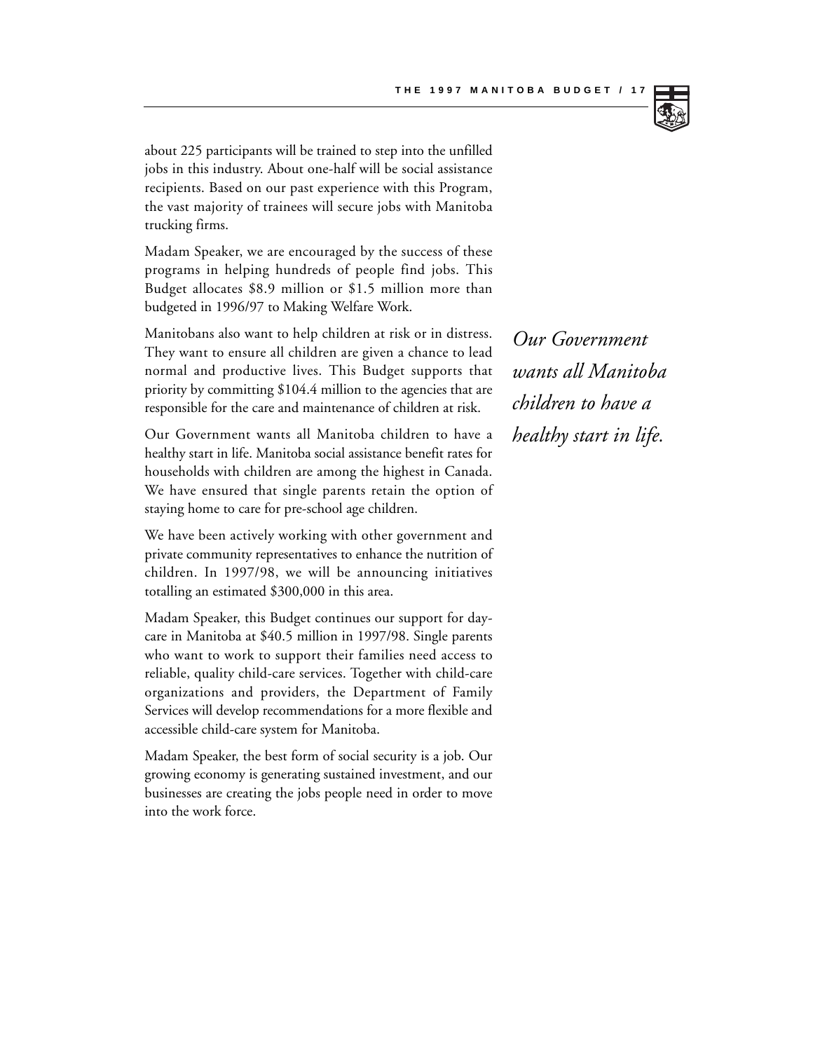about 225 participants will be trained to step into the unfilled jobs in this industry. About one-half will be social assistance recipients. Based on our past experience with this Program, the vast majority of trainees will secure jobs with Manitoba trucking firms.

Madam Speaker, we are encouraged by the success of these programs in helping hundreds of people find jobs. This Budget allocates $8.9 million or $1.5 million more than budgeted in 1996/97 to Making Welfare Work.

Manitobans also want to help children at risk or in distress. They want to ensure all children are given a chance to lead normal and productive lives. This Budget supports that priority by committing $104.4 million to the agencies that are responsible for the care and maintenance of children at risk.

*Our Government wants all Manitoba children to have a healthy start in life.*

Our Government wants all Manitoba children to have a healthy start in life. Manitoba social assistance benefit rates for households with children are among the highest in Canada. We have ensured that single parents retain the option of staying home to care for pre-school age children.

We have been actively working with other government and private community representatives to enhance the nutrition of children. In 1997/98, we will be announcing initiatives totalling an estimated $300,000 in this area.

Madam Speaker, this Budget continues our support for day-care in Manitoba at $40.5 million in 1997/98. Single parents who want to work to support their families need access to reliable, quality child-care services. Together with child-care organizations and providers, the Department of Family Services will develop recommendations for a more flexible and accessible child-care system for Manitoba.

Madam Speaker, the best form of social security is a job. Our growing economy is generating sustained investment, and our businesses are creating the jobs people need in order to move into the work force.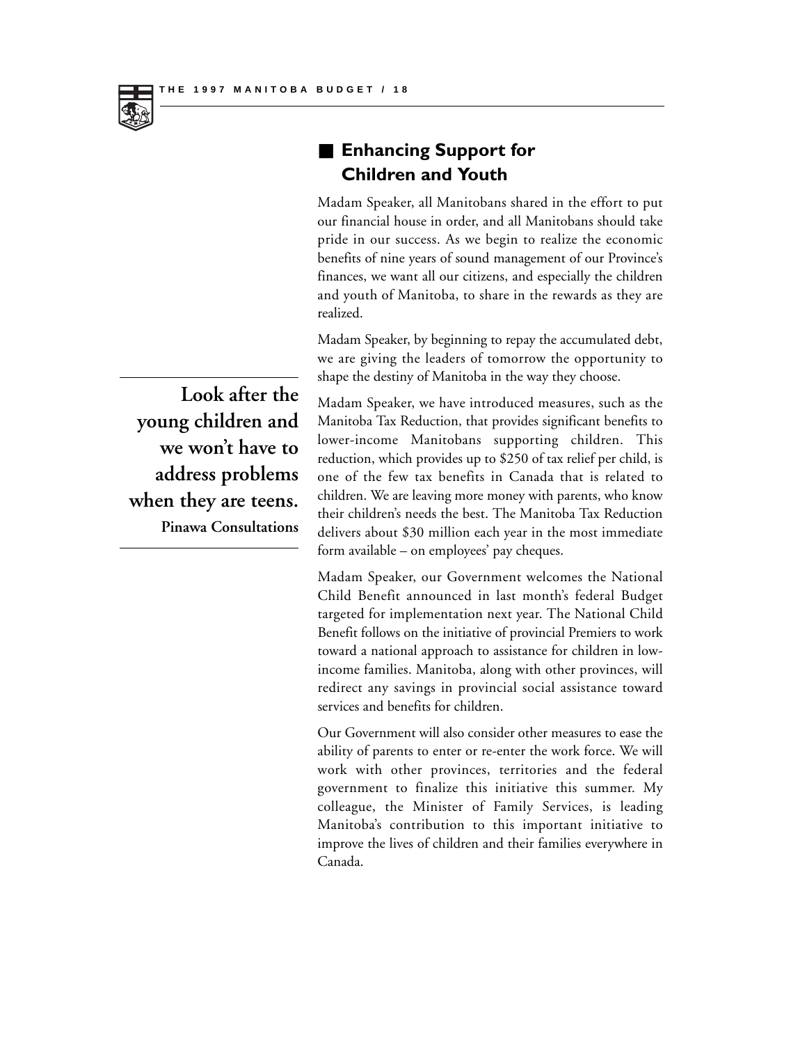## Enhancing Support for Children and Youth

Madam Speaker, all Manitobans shared in the effort to put our financial house in order, and all Manitobans should take pride in our success. As we begin to realize the economic benefits of nine years of sound management of our Province's finances, we want all our citizens, and especially the children and youth of Manitoba, to share in the rewards as they are realized.

Madam Speaker, by beginning to repay the accumulated debt, we are giving the leaders of tomorrow the opportunity to shape the destiny of Manitoba in the way they choose.

> **Look after the young children and we won't have to address problems when they are teens.**
> **Pinawa Consultations**

Madam Speaker, we have introduced measures, such as the Manitoba Tax Reduction, that provides significant benefits to lower-income Manitobans supporting children. This reduction, which provides up to $250 of tax relief per child, is one of the few tax benefits in Canada that is related to children. We are leaving more money with parents, who know their children's needs the best. The Manitoba Tax Reduction delivers about $30 million each year in the most immediate form available – on employees' pay cheques.

Madam Speaker, our Government welcomes the National Child Benefit announced in last month's federal Budget targeted for implementation next year. The National Child Benefit follows on the initiative of provincial Premiers to work toward a national approach to assistance for children in low-income families. Manitoba, along with other provinces, will redirect any savings in provincial social assistance toward services and benefits for children.

Our Government will also consider other measures to ease the ability of parents to enter or re-enter the work force. We will work with other provinces, territories and the federal government to finalize this initiative this summer. My colleague, the Minister of Family Services, is leading Manitoba's contribution to this important initiative to improve the lives of children and their families everywhere in Canada.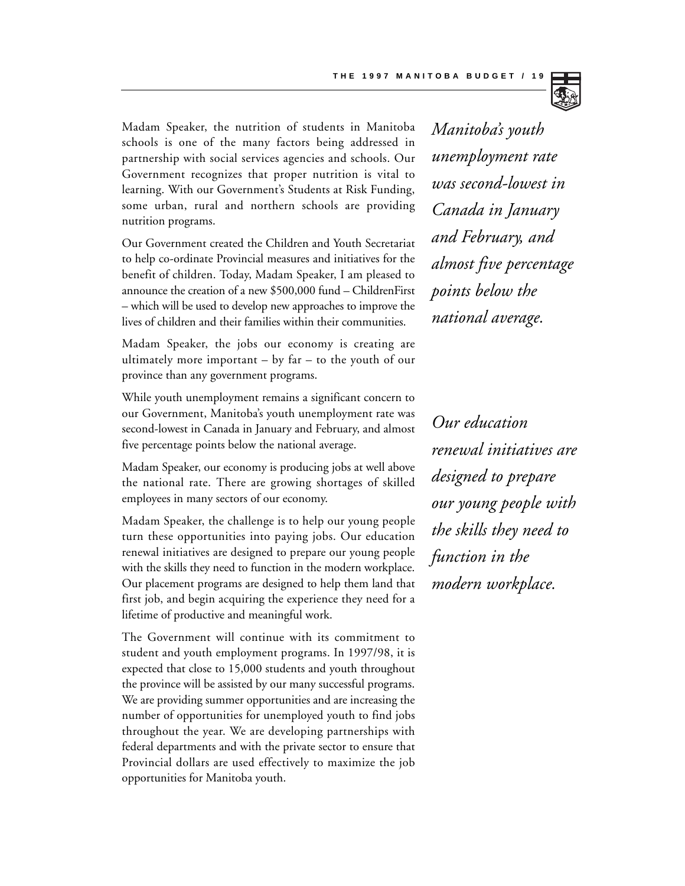Madam Speaker, the nutrition of students in Manitoba schools is one of the many factors being addressed in partnership with social services agencies and schools. Our Government recognizes that proper nutrition is vital to learning. With our Government's Students at Risk Funding, some urban, rural and northern schools are providing nutrition programs.

*Manitoba's youth unemployment rate was second-lowest in Canada in January and February, and almost five percentage points below the national average.*

Our Government created the Children and Youth Secretariat to help co-ordinate Provincial measures and initiatives for the benefit of children. Today, Madam Speaker, I am pleased to announce the creation of a new $500,000 fund – ChildrenFirst – which will be used to develop new approaches to improve the lives of children and their families within their communities.

Madam Speaker, the jobs our economy is creating are ultimately more important – by far – to the youth of our province than any government programs.

While youth unemployment remains a significant concern to our Government, Manitoba's youth unemployment rate was second-lowest in Canada in January and February, and almost five percentage points below the national average.

*Our education renewal initiatives are designed to prepare our young people with the skills they need to function in the modern workplace.*

Madam Speaker, our economy is producing jobs at well above the national rate. There are growing shortages of skilled employees in many sectors of our economy.

Madam Speaker, the challenge is to help our young people turn these opportunities into paying jobs. Our education renewal initiatives are designed to prepare our young people with the skills they need to function in the modern workplace. Our placement programs are designed to help them land that first job, and begin acquiring the experience they need for a lifetime of productive and meaningful work.

The Government will continue with its commitment to student and youth employment programs. In 1997/98, it is expected that close to 15,000 students and youth throughout the province will be assisted by our many successful programs. We are providing summer opportunities and are increasing the number of opportunities for unemployed youth to find jobs throughout the year. We are developing partnerships with federal departments and with the private sector to ensure that Provincial dollars are used effectively to maximize the job opportunities for Manitoba youth.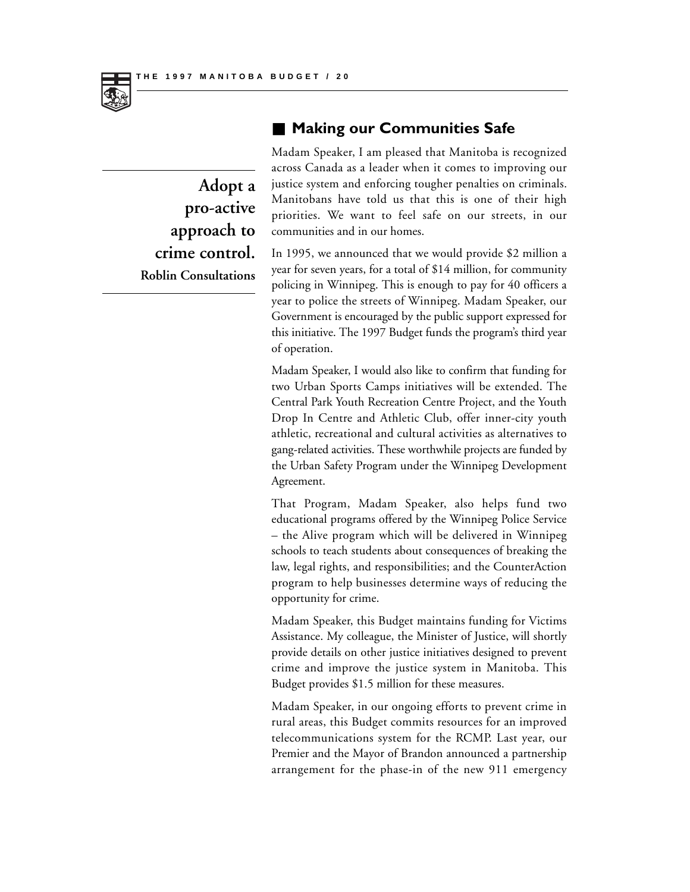## Making our Communities Safe

> **Adopt a pro-active approach to crime control.**
> **Roblin Consultations**

Madam Speaker, I am pleased that Manitoba is recognized across Canada as a leader when it comes to improving our justice system and enforcing tougher penalties on criminals. Manitobans have told us that this is one of their high priorities. We want to feel safe on our streets, in our communities and in our homes.

In 1995, we announced that we would provide $2 million a year for seven years, for a total of $14 million, for community policing in Winnipeg. This is enough to pay for 40 officers a year to police the streets of Winnipeg. Madam Speaker, our Government is encouraged by the public support expressed for this initiative. The 1997 Budget funds the program's third year of operation.

Madam Speaker, I would also like to confirm that funding for two Urban Sports Camps initiatives will be extended. The Central Park Youth Recreation Centre Project, and the Youth Drop In Centre and Athletic Club, offer inner-city youth athletic, recreational and cultural activities as alternatives to gang-related activities. These worthwhile projects are funded by the Urban Safety Program under the Winnipeg Development Agreement.

That Program, Madam Speaker, also helps fund two educational programs offered by the Winnipeg Police Service – the Alive program which will be delivered in Winnipeg schools to teach students about consequences of breaking the law, legal rights, and responsibilities; and the CounterAction program to help businesses determine ways of reducing the opportunity for crime.

Madam Speaker, this Budget maintains funding for Victims Assistance. My colleague, the Minister of Justice, will shortly provide details on other justice initiatives designed to prevent crime and improve the justice system in Manitoba. This Budget provides $1.5 million for these measures.

Madam Speaker, in our ongoing efforts to prevent crime in rural areas, this Budget commits resources for an improved telecommunications system for the RCMP. Last year, our Premier and the Mayor of Brandon announced a partnership arrangement for the phase-in of the new 911 emergency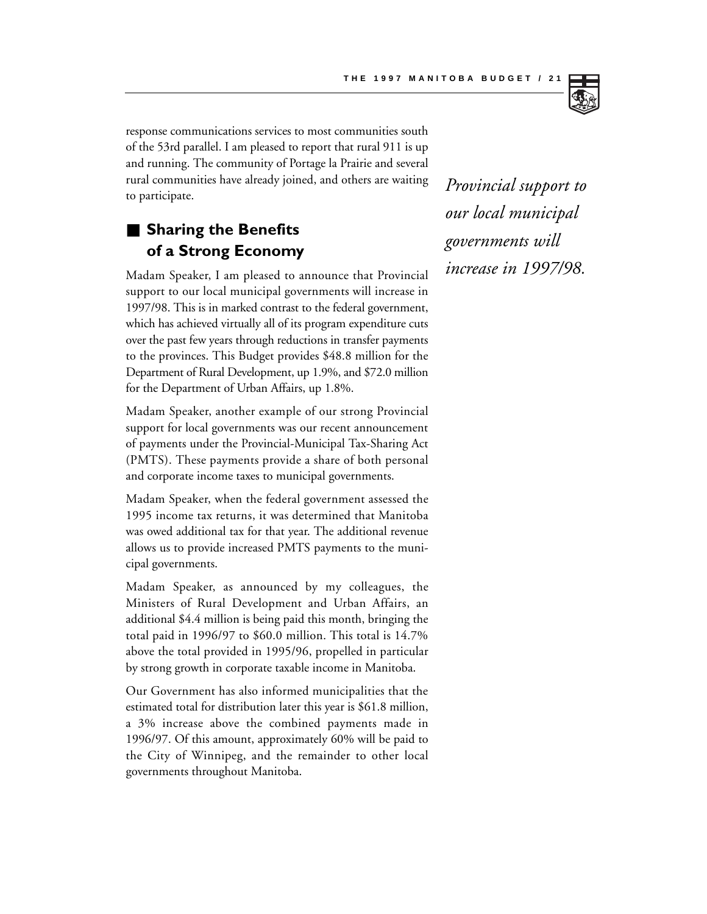response communications services to most communities south of the 53rd parallel. I am pleased to report that rural 911 is up and running. The community of Portage la Prairie and several rural communities have already joined, and others are waiting to participate.

## Sharing the Benefits of a Strong Economy

*Provincial support to our local municipal governments will increase in 1997/98.*

Madam Speaker, I am pleased to announce that Provincial support to our local municipal governments will increase in 1997/98. This is in marked contrast to the federal government, which has achieved virtually all of its program expenditure cuts over the past few years through reductions in transfer payments to the provinces. This Budget provides $48.8 million for the Department of Rural Development, up 1.9%, and $72.0 million for the Department of Urban Affairs, up 1.8%.

Madam Speaker, another example of our strong Provincial support for local governments was our recent announcement of payments under the Provincial-Municipal Tax-Sharing Act (PMTS). These payments provide a share of both personal and corporate income taxes to municipal governments.

Madam Speaker, when the federal government assessed the 1995 income tax returns, it was determined that Manitoba was owed additional tax for that year. The additional revenue allows us to provide increased PMTS payments to the municipal governments.

Madam Speaker, as announced by my colleagues, the Ministers of Rural Development and Urban Affairs, an additional $4.4 million is being paid this month, bringing the total paid in 1996/97 to $60.0 million. This total is 14.7% above the total provided in 1995/96, propelled in particular by strong growth in corporate taxable income in Manitoba.

Our Government has also informed municipalities that the estimated total for distribution later this year is $61.8 million, a 3% increase above the combined payments made in 1996/97. Of this amount, approximately 60% will be paid to the City of Winnipeg, and the remainder to other local governments throughout Manitoba.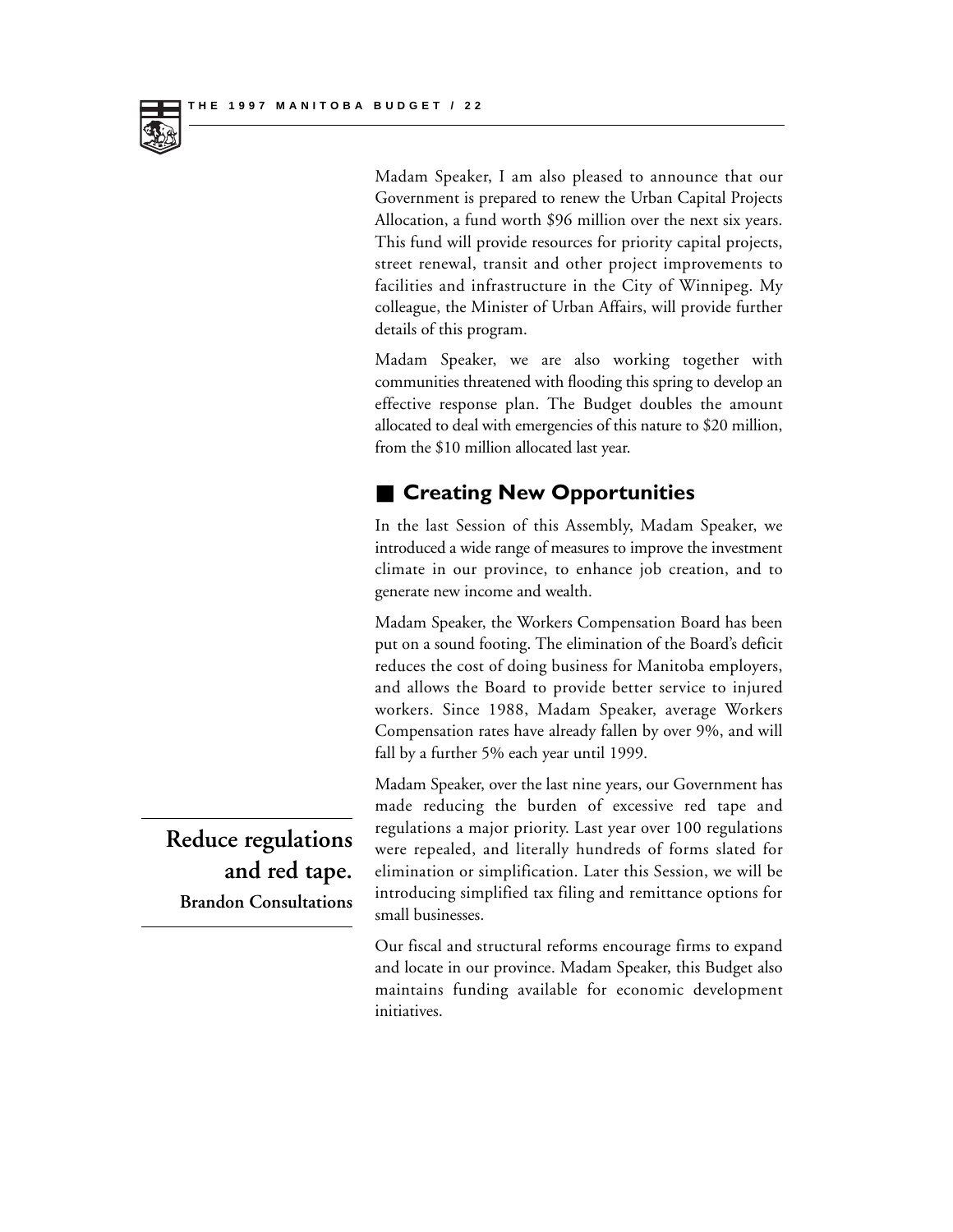Madam Speaker, I am also pleased to announce that our Government is prepared to renew the Urban Capital Projects Allocation, a fund worth $96 million over the next six years. This fund will provide resources for priority capital projects, street renewal, transit and other project improvements to facilities and infrastructure in the City of Winnipeg. My colleague, the Minister of Urban Affairs, will provide further details of this program.

Madam Speaker, we are also working together with communities threatened with flooding this spring to develop an effective response plan. The Budget doubles the amount allocated to deal with emergencies of this nature to $20 million, from the $10 million allocated last year.

## Creating New Opportunities

In the last Session of this Assembly, Madam Speaker, we introduced a wide range of measures to improve the investment climate in our province, to enhance job creation, and to generate new income and wealth.

Madam Speaker, the Workers Compensation Board has been put on a sound footing. The elimination of the Board's deficit reduces the cost of doing business for Manitoba employers, and allows the Board to provide better service to injured workers. Since 1988, Madam Speaker, average Workers Compensation rates have already fallen by over 9%, and will fall by a further 5% each year until 1999.

> **Reduce regulations and red tape.**
> **Brandon Consultations**

Madam Speaker, over the last nine years, our Government has made reducing the burden of excessive red tape and regulations a major priority. Last year over 100 regulations were repealed, and literally hundreds of forms slated for elimination or simplification. Later this Session, we will be introducing simplified tax filing and remittance options for small businesses.

Our fiscal and structural reforms encourage firms to expand and locate in our province. Madam Speaker, this Budget also maintains funding available for economic development initiatives.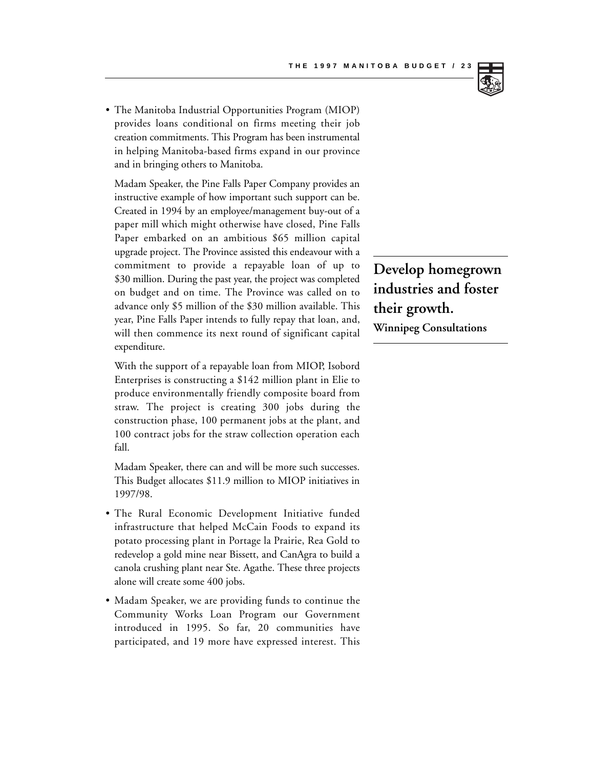- The Manitoba Industrial Opportunities Program (MIOP) provides loans conditional on firms meeting their job creation commitments. This Program has been instrumental in helping Manitoba-based firms expand in our province and in bringing others to Manitoba.

  Madam Speaker, the Pine Falls Paper Company provides an instructive example of how important such support can be. Created in 1994 by an employee/management buy-out of a paper mill which might otherwise have closed, Pine Falls Paper embarked on an ambitious $65 million capital upgrade project. The Province assisted this endeavour with a commitment to provide a repayable loan of up to $30 million. During the past year, the project was completed on budget and on time. The Province was called on to advance only $5 million of the $30 million available. This year, Pine Falls Paper intends to fully repay that loan, and, will then commence its next round of significant capital expenditure.

  With the support of a repayable loan from MIOP, Isobord Enterprises is constructing a $142 million plant in Elie to produce environmentally friendly composite board from straw. The project is creating 300 jobs during the construction phase, 100 permanent jobs at the plant, and 100 contract jobs for the straw collection operation each fall.

  Madam Speaker, there can and will be more such successes. This Budget allocates $11.9 million to MIOP initiatives in 1997/98.

**Develop homegrown industries and foster their growth.**
**Winnipeg Consultations**

- The Rural Economic Development Initiative funded infrastructure that helped McCain Foods to expand its potato processing plant in Portage la Prairie, Rea Gold to redevelop a gold mine near Bissett, and CanAgra to build a canola crushing plant near Ste. Agathe. These three projects alone will create some 400 jobs.
- Madam Speaker, we are providing funds to continue the Community Works Loan Program our Government introduced in 1995. So far, 20 communities have participated, and 19 more have expressed interest. This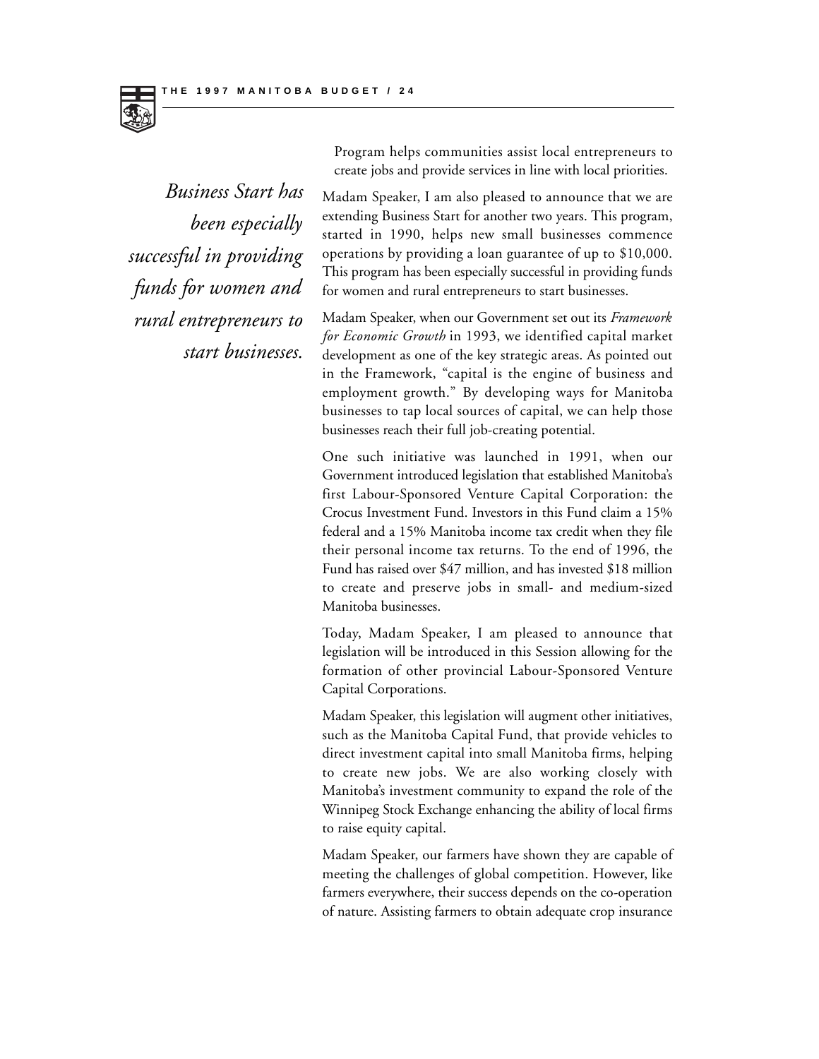Program helps communities assist local entrepreneurs to create jobs and provide services in line with local priorities.

*Business Start has been especially successful in providing funds for women and rural entrepreneurs to start businesses.*

Madam Speaker, I am also pleased to announce that we are extending Business Start for another two years. This program, started in 1990, helps new small businesses commence operations by providing a loan guarantee of up to $10,000. This program has been especially successful in providing funds for women and rural entrepreneurs to start businesses.

Madam Speaker, when our Government set out its *Framework for Economic Growth* in 1993, we identified capital market development as one of the key strategic areas. As pointed out in the Framework, "capital is the engine of business and employment growth." By developing ways for Manitoba businesses to tap local sources of capital, we can help those businesses reach their full job-creating potential.

One such initiative was launched in 1991, when our Government introduced legislation that established Manitoba's first Labour-Sponsored Venture Capital Corporation: the Crocus Investment Fund. Investors in this Fund claim a 15% federal and a 15% Manitoba income tax credit when they file their personal income tax returns. To the end of 1996, the Fund has raised over $47 million, and has invested $18 million to create and preserve jobs in small- and medium-sized Manitoba businesses.

Today, Madam Speaker, I am pleased to announce that legislation will be introduced in this Session allowing for the formation of other provincial Labour-Sponsored Venture Capital Corporations.

Madam Speaker, this legislation will augment other initiatives, such as the Manitoba Capital Fund, that provide vehicles to direct investment capital into small Manitoba firms, helping to create new jobs. We are also working closely with Manitoba's investment community to expand the role of the Winnipeg Stock Exchange enhancing the ability of local firms to raise equity capital.

Madam Speaker, our farmers have shown they are capable of meeting the challenges of global competition. However, like farmers everywhere, their success depends on the co-operation of nature. Assisting farmers to obtain adequate crop insurance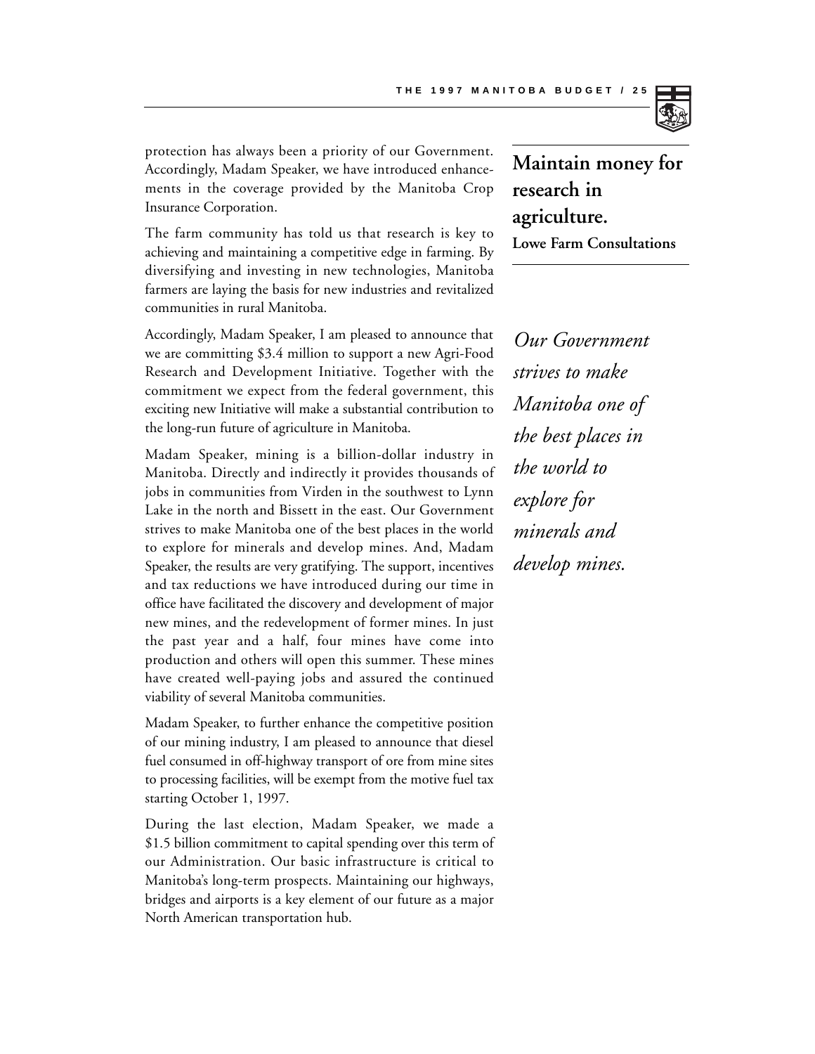protection has always been a priority of our Government. Accordingly, Madam Speaker, we have introduced enhancements in the coverage provided by the Manitoba Crop Insurance Corporation.

The farm community has told us that research is key to achieving and maintaining a competitive edge in farming. By diversifying and investing in new technologies, Manitoba farmers are laying the basis for new industries and revitalized communities in rural Manitoba.

**Maintain money for research in agriculture.**
**Lowe Farm Consultations**

Accordingly, Madam Speaker, I am pleased to announce that we are committing $3.4 million to support a new Agri-Food Research and Development Initiative. Together with the commitment we expect from the federal government, this exciting new Initiative will make a substantial contribution to the long-run future of agriculture in Manitoba.

Madam Speaker, mining is a billion-dollar industry in Manitoba. Directly and indirectly it provides thousands of jobs in communities from Virden in the southwest to Lynn Lake in the north and Bissett in the east. Our Government strives to make Manitoba one of the best places in the world to explore for minerals and develop mines. And, Madam Speaker, the results are very gratifying. The support, incentives and tax reductions we have introduced during our time in office have facilitated the discovery and development of major new mines, and the redevelopment of former mines. In just the past year and a half, four mines have come into production and others will open this summer. These mines have created well-paying jobs and assured the continued viability of several Manitoba communities.

*Our Government strives to make Manitoba one of the best places in the world to explore for minerals and develop mines.*

Madam Speaker, to further enhance the competitive position of our mining industry, I am pleased to announce that diesel fuel consumed in off-highway transport of ore from mine sites to processing facilities, will be exempt from the motive fuel tax starting October 1, 1997.

During the last election, Madam Speaker, we made a $1.5 billion commitment to capital spending over this term of our Administration. Our basic infrastructure is critical to Manitoba's long-term prospects. Maintaining our highways, bridges and airports is a key element of our future as a major North American transportation hub.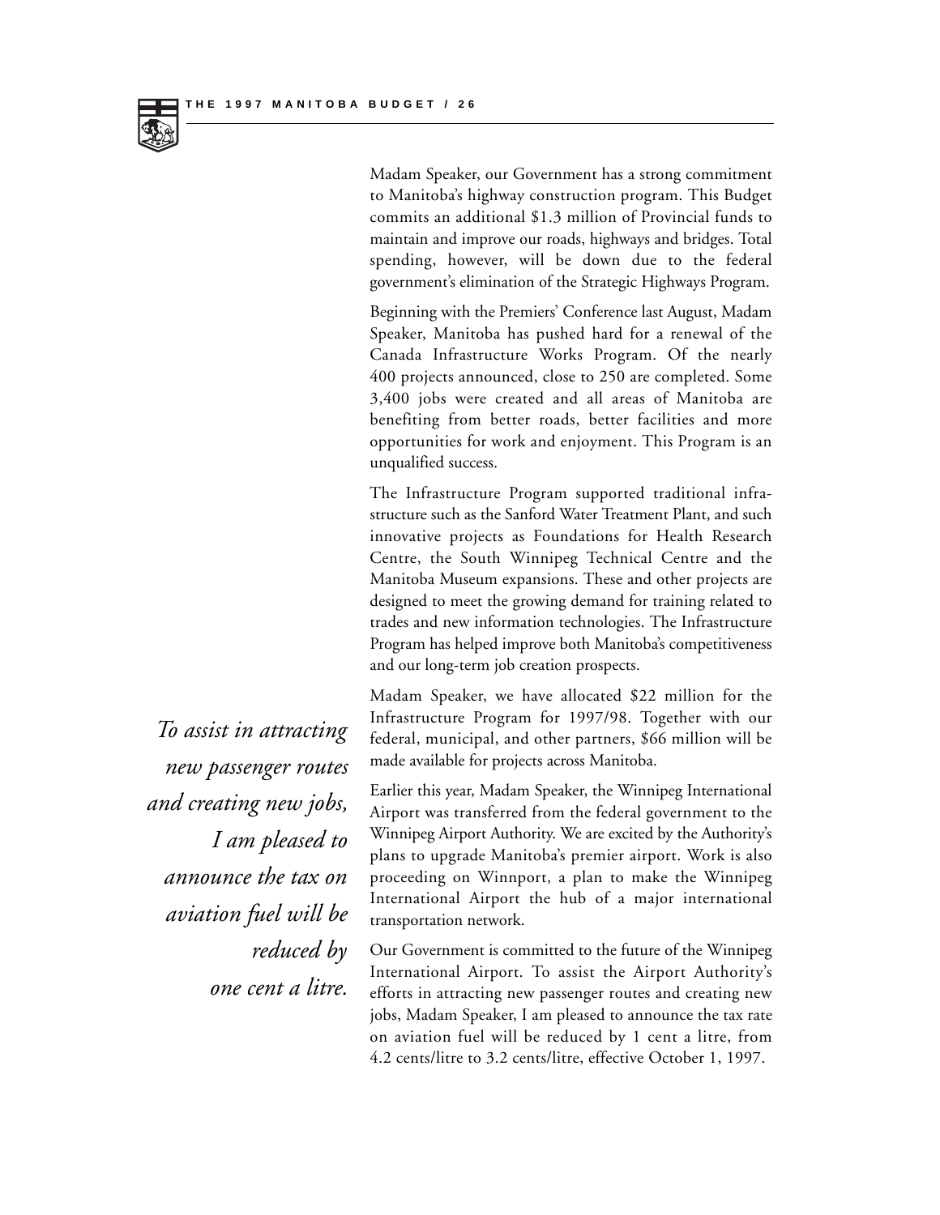Madam Speaker, our Government has a strong commitment to Manitoba's highway construction program. This Budget commits an additional $1.3 million of Provincial funds to maintain and improve our roads, highways and bridges. Total spending, however, will be down due to the federal government's elimination of the Strategic Highways Program.

Beginning with the Premiers' Conference last August, Madam Speaker, Manitoba has pushed hard for a renewal of the Canada Infrastructure Works Program. Of the nearly 400 projects announced, close to 250 are completed. Some 3,400 jobs were created and all areas of Manitoba are benefiting from better roads, better facilities and more opportunities for work and enjoyment. This Program is an unqualified success.

The Infrastructure Program supported traditional infrastructure such as the Sanford Water Treatment Plant, and such innovative projects as Foundations for Health Research Centre, the South Winnipeg Technical Centre and the Manitoba Museum expansions. These and other projects are designed to meet the growing demand for training related to trades and new information technologies. The Infrastructure Program has helped improve both Manitoba's competitiveness and our long-term job creation prospects.

Madam Speaker, we have allocated $22 million for the Infrastructure Program for 1997/98. Together with our federal, municipal, and other partners, $66 million will be made available for projects across Manitoba.

*To assist in attracting new passenger routes and creating new jobs, I am pleased to announce the tax on aviation fuel will be reduced by one cent a litre.*

Earlier this year, Madam Speaker, the Winnipeg International Airport was transferred from the federal government to the Winnipeg Airport Authority. We are excited by the Authority's plans to upgrade Manitoba's premier airport. Work is also proceeding on Winnport, a plan to make the Winnipeg International Airport the hub of a major international transportation network.

Our Government is committed to the future of the Winnipeg International Airport. To assist the Airport Authority's efforts in attracting new passenger routes and creating new jobs, Madam Speaker, I am pleased to announce the tax rate on aviation fuel will be reduced by 1 cent a litre, from 4.2 cents/litre to 3.2 cents/litre, effective October 1, 1997.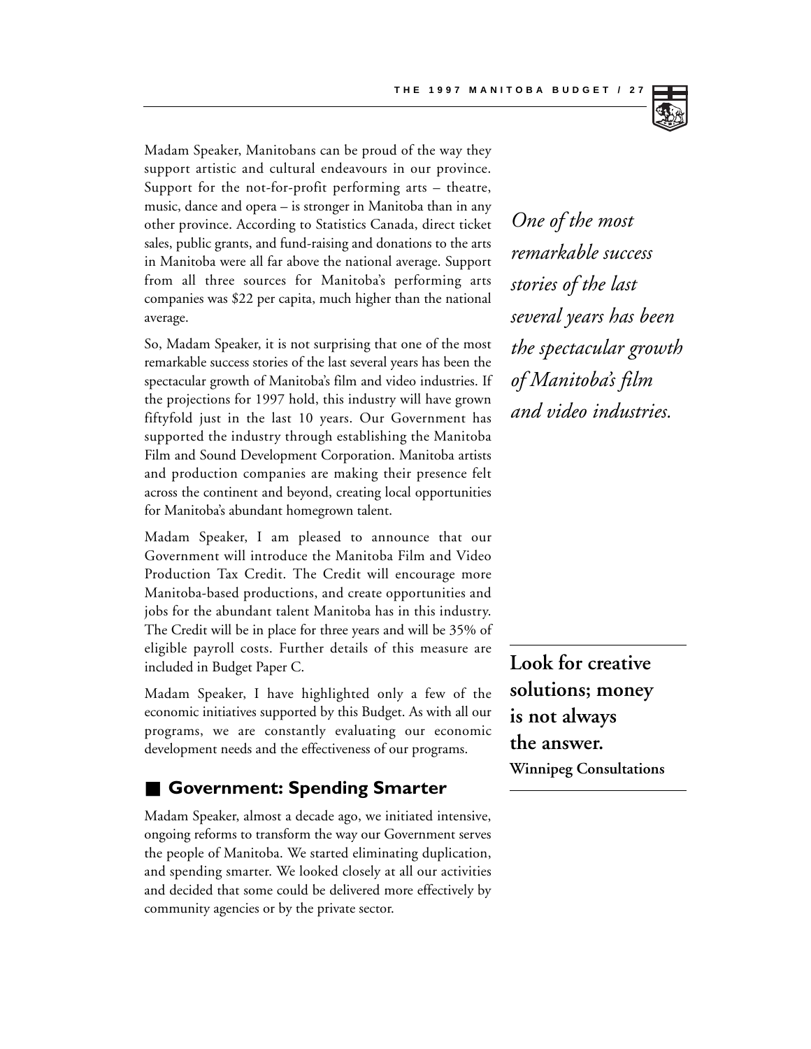Madam Speaker, Manitobans can be proud of the way they support artistic and cultural endeavours in our province. Support for the not-for-profit performing arts – theatre, music, dance and opera – is stronger in Manitoba than in any other province. According to Statistics Canada, direct ticket sales, public grants, and fund-raising and donations to the arts in Manitoba were all far above the national average. Support from all three sources for Manitoba's performing arts companies was $22 per capita, much higher than the national average.

*One of the most remarkable success stories of the last several years has been the spectacular growth of Manitoba's film and video industries.*

So, Madam Speaker, it is not surprising that one of the most remarkable success stories of the last several years has been the spectacular growth of Manitoba's film and video industries. If the projections for 1997 hold, this industry will have grown fiftyfold just in the last 10 years. Our Government has supported the industry through establishing the Manitoba Film and Sound Development Corporation. Manitoba artists and production companies are making their presence felt across the continent and beyond, creating local opportunities for Manitoba's abundant homegrown talent.

Madam Speaker, I am pleased to announce that our Government will introduce the Manitoba Film and Video Production Tax Credit. The Credit will encourage more Manitoba-based productions, and create opportunities and jobs for the abundant talent Manitoba has in this industry. The Credit will be in place for three years and will be 35% of eligible payroll costs. Further details of this measure are included in Budget Paper C.

**Look for creative solutions; money is not always the answer.**
**Winnipeg Consultations**

Madam Speaker, I have highlighted only a few of the economic initiatives supported by this Budget. As with all our programs, we are constantly evaluating our economic development needs and the effectiveness of our programs.

## Government: Spending Smarter

Madam Speaker, almost a decade ago, we initiated intensive, ongoing reforms to transform the way our Government serves the people of Manitoba. We started eliminating duplication, and spending smarter. We looked closely at all our activities and decided that some could be delivered more effectively by community agencies or by the private sector.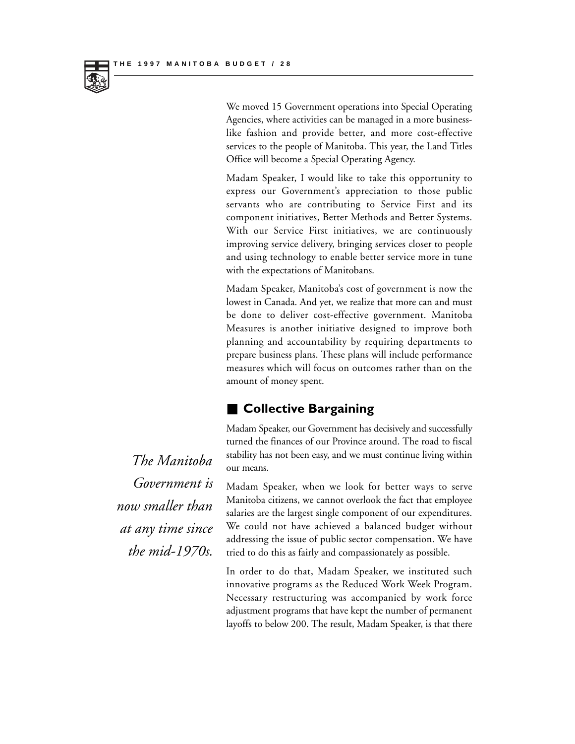We moved 15 Government operations into Special Operating Agencies, where activities can be managed in a more business-like fashion and provide better, and more cost-effective services to the people of Manitoba. This year, the Land Titles Office will become a Special Operating Agency.

Madam Speaker, I would like to take this opportunity to express our Government's appreciation to those public servants who are contributing to Service First and its component initiatives, Better Methods and Better Systems. With our Service First initiatives, we are continuously improving service delivery, bringing services closer to people and using technology to enable better service more in tune with the expectations of Manitobans.

Madam Speaker, Manitoba's cost of government is now the lowest in Canada. And yet, we realize that more can and must be done to deliver cost-effective government. Manitoba Measures is another initiative designed to improve both planning and accountability by requiring departments to prepare business plans. These plans will include performance measures which will focus on outcomes rather than on the amount of money spent.

## Collective Bargaining

*The Manitoba Government is now smaller than at any time since the mid-1970s.*

Madam Speaker, our Government has decisively and successfully turned the finances of our Province around. The road to fiscal stability has not been easy, and we must continue living within our means.

Madam Speaker, when we look for better ways to serve Manitoba citizens, we cannot overlook the fact that employee salaries are the largest single component of our expenditures. We could not have achieved a balanced budget without addressing the issue of public sector compensation. We have tried to do this as fairly and compassionately as possible.

In order to do that, Madam Speaker, we instituted such innovative programs as the Reduced Work Week Program. Necessary restructuring was accompanied by work force adjustment programs that have kept the number of permanent layoffs to below 200. The result, Madam Speaker, is that there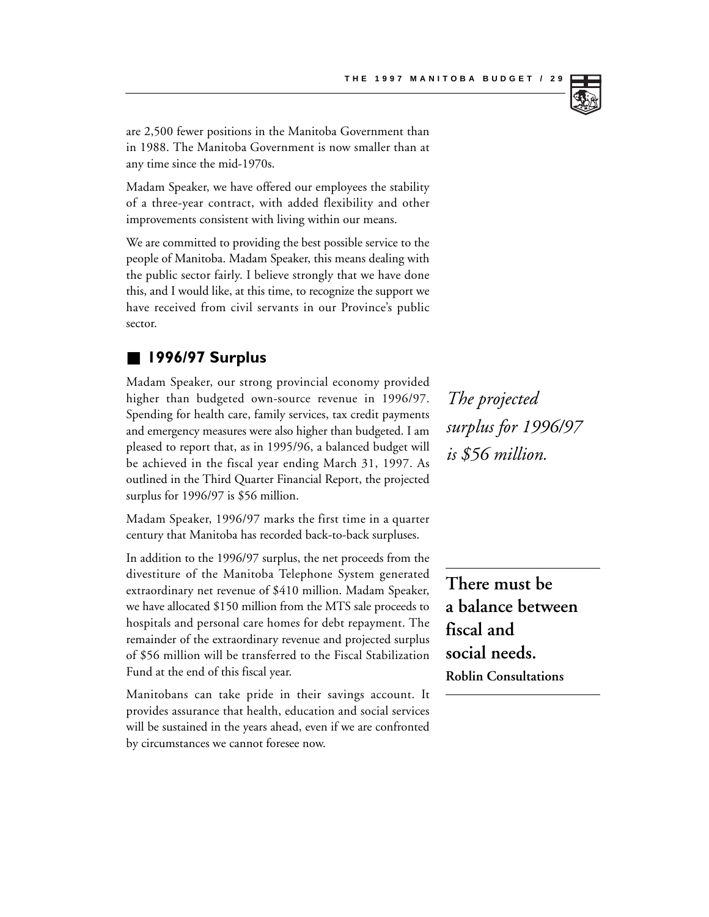are 2,500 fewer positions in the Manitoba Government than in 1988. The Manitoba Government is now smaller than at any time since the mid-1970s.

Madam Speaker, we have offered our employees the stability of a three-year contract, with added flexibility and other improvements consistent with living within our means.

We are committed to providing the best possible service to the people of Manitoba. Madam Speaker, this means dealing with the public sector fairly. I believe strongly that we have done this, and I would like, at this time, to recognize the support we have received from civil servants in our Province's public sector.

## 1996/97 Surplus

Madam Speaker, our strong provincial economy provided higher than budgeted own-source revenue in 1996/97. Spending for health care, family services, tax credit payments and emergency measures were also higher than budgeted. I am pleased to report that, as in 1995/96, a balanced budget will be achieved in the fiscal year ending March 31, 1997. As outlined in the Third Quarter Financial Report, the projected surplus for 1996/97 is $56 million.

*The projected surplus for 1996/97 is $56 million.*

Madam Speaker, 1996/97 marks the first time in a quarter century that Manitoba has recorded back-to-back surpluses.

In addition to the 1996/97 surplus, the net proceeds from the divestiture of the Manitoba Telephone System generated extraordinary net revenue of $410 million. Madam Speaker, we have allocated $150 million from the MTS sale proceeds to hospitals and personal care homes for debt repayment. The remainder of the extraordinary revenue and projected surplus of $56 million will be transferred to the Fiscal Stabilization Fund at the end of this fiscal year.

**There must be a balance between fiscal and social needs.**
**Roblin Consultations**

Manitobans can take pride in their savings account. It provides assurance that health, education and social services will be sustained in the years ahead, even if we are confronted by circumstances we cannot foresee now.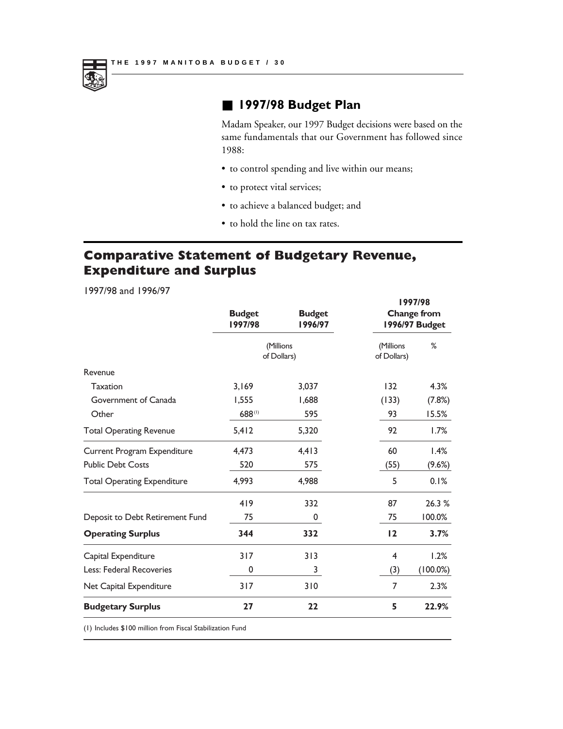## 1997/98 Budget Plan

Madam Speaker, our 1997 Budget decisions were based on the same fundamentals that our Government has followed since 1988:

- to control spending and live within our means;
- to protect vital services;
- to achieve a balanced budget; and
- to hold the line on tax rates.

# Comparative Statement of Budgetary Revenue, Expenditure and Surplus

1997/98 and 1996/97

| | Budget 1997/98 | Budget 1996/97 | 1997/98 Change from 1996/97 Budget | |
|---|---|---|---|---|
| | (Millions of Dollars) | | (Millions of Dollars) | % |
| Revenue | | | | |
| Taxation | 3,169 | 3,037 | 132 | 4.3% |
| Government of Canada | 1,555 | 1,688 | (133) | (7.8%) |
| Other | 688 [1] | 595 | 93 | 15.5% |
| Total Operating Revenue | 5,412 | 5,320 | 92 | 1.7% |
| Current Program Expenditure | 4,473 | 4,413 | 60 | 1.4% |
| Public Debt Costs | 520 | 575 | (55) | (9.6%) |
| Total Operating Expenditure | 4,993 | 4,988 | 5 | 0.1% |
| | 419 | 332 | 87 | 26.3 % |
| Deposit to Debt Retirement Fund | 75 | 0 | 75 | 100.0% |
| **Operating Surplus** | **344** | **332** | **12** | **3.7%** |
| Capital Expenditure | 317 | 313 | 4 | 1.2% |
| Less: Federal Recoveries | 0 | 3 | (3) | (100.0%) |
| Net Capital Expenditure | 317 | 310 | 7 | 2.3% |
| **Budgetary Surplus** | **27** | **22** | **5** | **22.9%** |

(1) Includes $100 million from Fiscal Stabilization Fund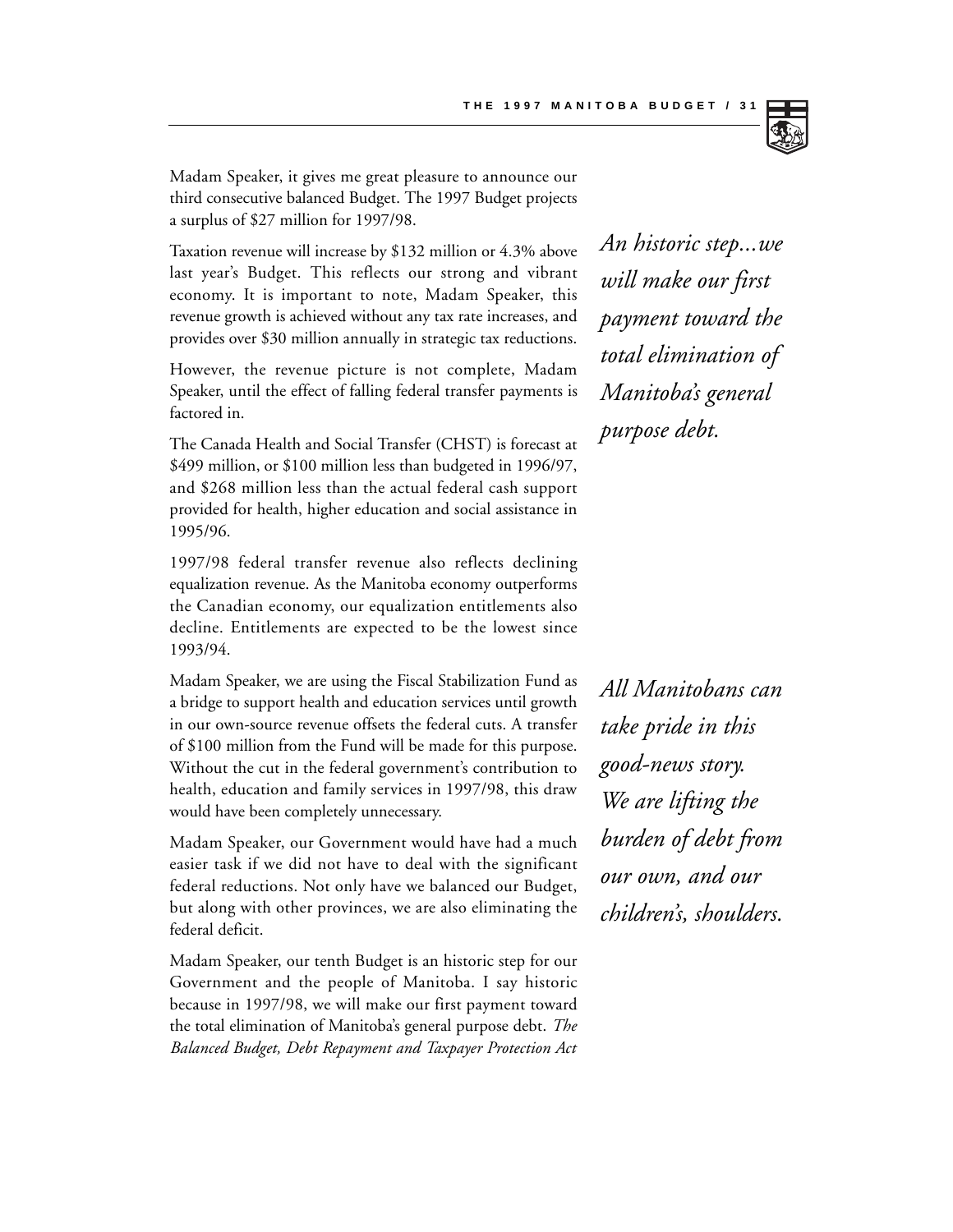Madam Speaker, it gives me great pleasure to announce our third consecutive balanced Budget. The 1997 Budget projects a surplus of $27 million for 1997/98.

*An historic step...we will make our first payment toward the total elimination of Manitoba's general purpose debt.*

Taxation revenue will increase by $132 million or 4.3% above last year's Budget. This reflects our strong and vibrant economy. It is important to note, Madam Speaker, this revenue growth is achieved without any tax rate increases, and provides over $30 million annually in strategic tax reductions.

However, the revenue picture is not complete, Madam Speaker, until the effect of falling federal transfer payments is factored in.

The Canada Health and Social Transfer (CHST) is forecast at $499 million, or $100 million less than budgeted in 1996/97, and $268 million less than the actual federal cash support provided for health, higher education and social assistance in 1995/96.

1997/98 federal transfer revenue also reflects declining equalization revenue. As the Manitoba economy outperforms the Canadian economy, our equalization entitlements also decline. Entitlements are expected to be the lowest since 1993/94.

Madam Speaker, we are using the Fiscal Stabilization Fund as a bridge to support health and education services until growth in our own-source revenue offsets the federal cuts. A transfer of $100 million from the Fund will be made for this purpose. Without the cut in the federal government's contribution to health, education and family services in 1997/98, this draw would have been completely unnecessary.

*All Manitobans can take pride in this good-news story. We are lifting the burden of debt from our own, and our children's, shoulders.*

Madam Speaker, our Government would have had a much easier task if we did not have to deal with the significant federal reductions. Not only have we balanced our Budget, but along with other provinces, we are also eliminating the federal deficit.

Madam Speaker, our tenth Budget is an historic step for our Government and the people of Manitoba. I say historic because in 1997/98, we will make our first payment toward the total elimination of Manitoba's general purpose debt. *The Balanced Budget, Debt Repayment and Taxpayer Protection Act*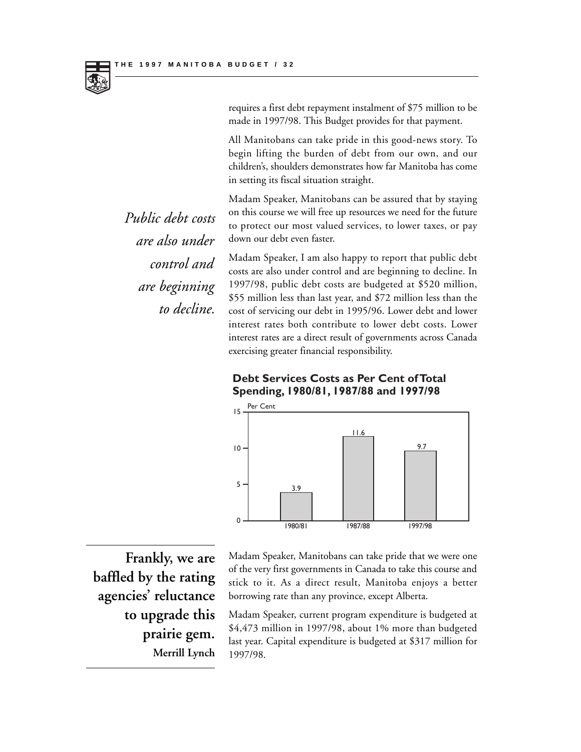requires a first debt repayment instalment of $75 million to be made in 1997/98. This Budget provides for that payment.

All Manitobans can take pride in this good-news story. To begin lifting the burden of debt from our own, and our children's, shoulders demonstrates how far Manitoba has come in setting its fiscal situation straight.

*Public debt costs are also under control and are beginning to decline.*

Madam Speaker, Manitobans can be assured that by staying on this course we will free up resources we need for the future to protect our most valued services, to lower taxes, or pay down our debt even faster.

Madam Speaker, I am also happy to report that public debt costs are also under control and are beginning to decline. In 1997/98, public debt costs are budgeted at $520 million, $55 million less than last year, and $72 million less than the cost of servicing our debt in 1995/96. Lower debt and lower interest rates both contribute to lower debt costs. Lower interest rates are a direct result of governments across Canada exercising greater financial responsibility.

**Debt Services Costs as Per Cent of Total Spending, 1980/81, 1987/88 and 1997/98**

| Year | Per Cent |
|---|---|
| 1980/81 | 3.9 |
| 1987/88 | 11.6 |
| 1997/98 | 9.7 |

**Frankly, we are baffled by the rating agencies' reluctance to upgrade this prairie gem.**
**Merrill Lynch**

Madam Speaker, Manitobans can take pride that we were one of the very first governments in Canada to take this course and stick to it. As a direct result, Manitoba enjoys a better borrowing rate than any province, except Alberta.

Madam Speaker, current program expenditure is budgeted at $4,473 million in 1997/98, about 1% more than budgeted last year. Capital expenditure is budgeted at $317 million for 1997/98.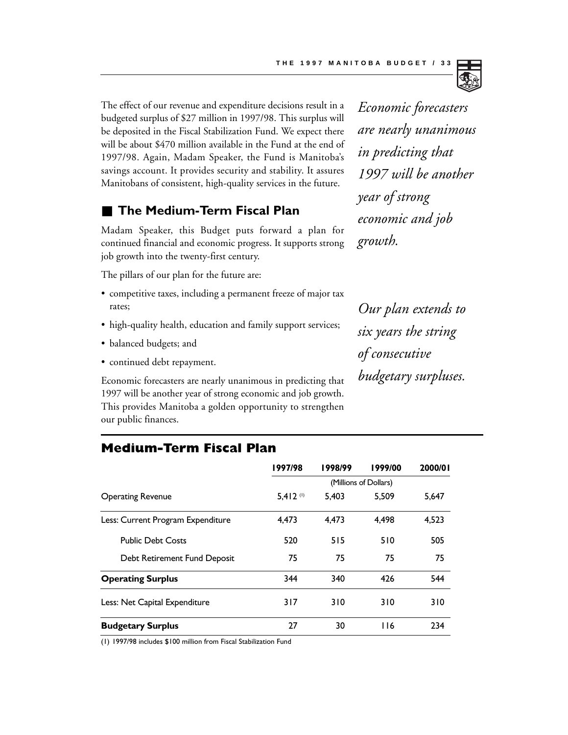The effect of our revenue and expenditure decisions result in a budgeted surplus of $27 million in 1997/98. This surplus will be deposited in the Fiscal Stabilization Fund. We expect there will be about $470 million available in the Fund at the end of 1997/98. Again, Madam Speaker, the Fund is Manitoba's savings account. It provides security and stability. It assures Manitobans of consistent, high-quality services in the future.

*Economic forecasters are nearly unanimous in predicting that 1997 will be another year of strong economic and job growth.*

## The Medium-Term Fiscal Plan

Madam Speaker, this Budget puts forward a plan for continued financial and economic progress. It supports strong job growth into the twenty-first century.

The pillars of our plan for the future are:

- competitive taxes, including a permanent freeze of major tax rates;
- high-quality health, education and family support services;
- balanced budgets; and
- continued debt repayment.

*Our plan extends to six years the string of consecutive budgetary surpluses.*

Economic forecasters are nearly unanimous in predicting that 1997 will be another year of strong economic and job growth. This provides Manitoba a golden opportunity to strengthen our public finances.

## Medium-Term Fiscal Plan

| | 1997/98 | 1998/99 | 1999/00 | 2000/01 |
|---|---|---|---|---|
| | (Millions of Dollars) | | | |
| Operating Revenue | 5,412 (1) | 5,403 | 5,509 | 5,647 |
| Less: Current Program Expenditure | 4,473 | 4,473 | 4,498 | 4,523 |
| Public Debt Costs | 520 | 515 | 510 | 505 |
| Debt Retirement Fund Deposit | 75 | 75 | 75 | 75 |
| **Operating Surplus** | 344 | 340 | 426 | 544 |
| Less: Net Capital Expenditure | 317 | 310 | 310 | 310 |
| **Budgetary Surplus** | 27 | 30 | 116 | 234 |

(1) 1997/98 includes $100 million from Fiscal Stabilization Fund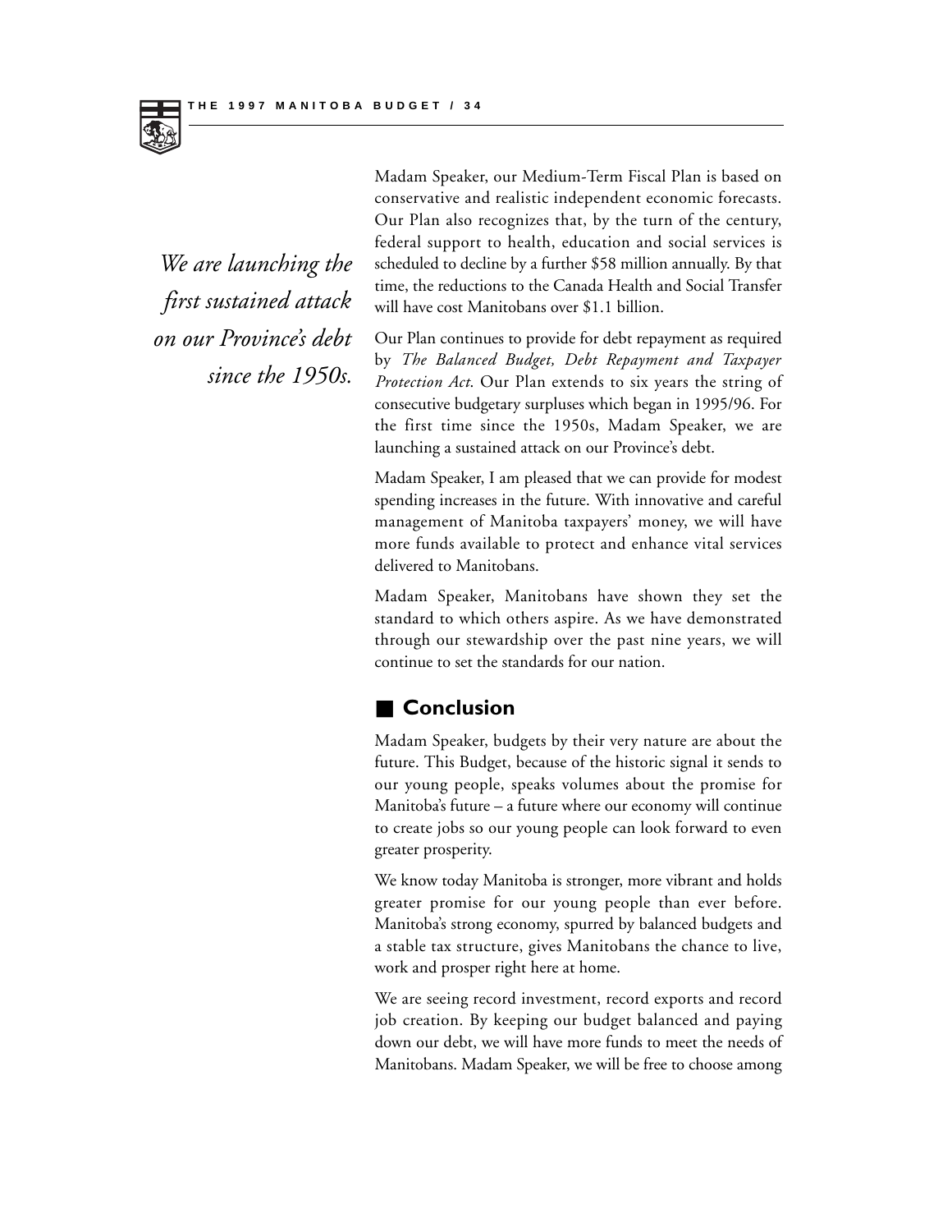*We are launching the first sustained attack on our Province's debt since the 1950s.*

Madam Speaker, our Medium-Term Fiscal Plan is based on conservative and realistic independent economic forecasts. Our Plan also recognizes that, by the turn of the century, federal support to health, education and social services is scheduled to decline by a further $58 million annually. By that time, the reductions to the Canada Health and Social Transfer will have cost Manitobans over $1.1 billion.

Our Plan continues to provide for debt repayment as required by *The Balanced Budget, Debt Repayment and Taxpayer Protection Act*. Our Plan extends to six years the string of consecutive budgetary surpluses which began in 1995/96. For the first time since the 1950s, Madam Speaker, we are launching a sustained attack on our Province's debt.

Madam Speaker, I am pleased that we can provide for modest spending increases in the future. With innovative and careful management of Manitoba taxpayers' money, we will have more funds available to protect and enhance vital services delivered to Manitobans.

Madam Speaker, Manitobans have shown they set the standard to which others aspire. As we have demonstrated through our stewardship over the past nine years, we will continue to set the standards for our nation.

## Conclusion

Madam Speaker, budgets by their very nature are about the future. This Budget, because of the historic signal it sends to our young people, speaks volumes about the promise for Manitoba's future – a future where our economy will continue to create jobs so our young people can look forward to even greater prosperity.

We know today Manitoba is stronger, more vibrant and holds greater promise for our young people than ever before. Manitoba's strong economy, spurred by balanced budgets and a stable tax structure, gives Manitobans the chance to live, work and prosper right here at home.

We are seeing record investment, record exports and record job creation. By keeping our budget balanced and paying down our debt, we will have more funds to meet the needs of Manitobans. Madam Speaker, we will be free to choose among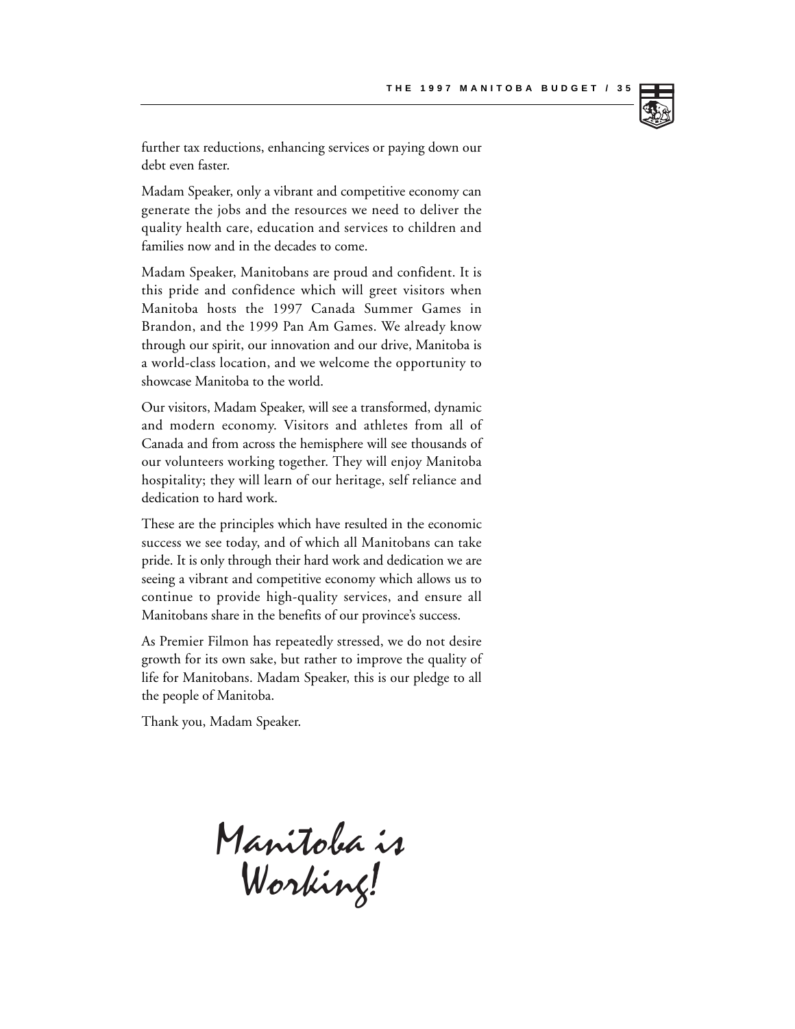further tax reductions, enhancing services or paying down our debt even faster.

Madam Speaker, only a vibrant and competitive economy can generate the jobs and the resources we need to deliver the quality health care, education and services to children and families now and in the decades to come.

Madam Speaker, Manitobans are proud and confident. It is this pride and confidence which will greet visitors when Manitoba hosts the 1997 Canada Summer Games in Brandon, and the 1999 Pan Am Games. We already know through our spirit, our innovation and our drive, Manitoba is a world-class location, and we welcome the opportunity to showcase Manitoba to the world.

Our visitors, Madam Speaker, will see a transformed, dynamic and modern economy. Visitors and athletes from all of Canada and from across the hemisphere will see thousands of our volunteers working together. They will enjoy Manitoba hospitality; they will learn of our heritage, self reliance and dedication to hard work.

These are the principles which have resulted in the economic success we see today, and of which all Manitobans can take pride. It is only through their hard work and dedication we are seeing a vibrant and competitive economy which allows us to continue to provide high-quality services, and ensure all Manitobans share in the benefits of our province's success.

As Premier Filmon has repeatedly stressed, we do not desire growth for its own sake, but rather to improve the quality of life for Manitobans. Madam Speaker, this is our pledge to all the people of Manitoba.

Thank you, Madam Speaker.

*Manitoba is Working!*